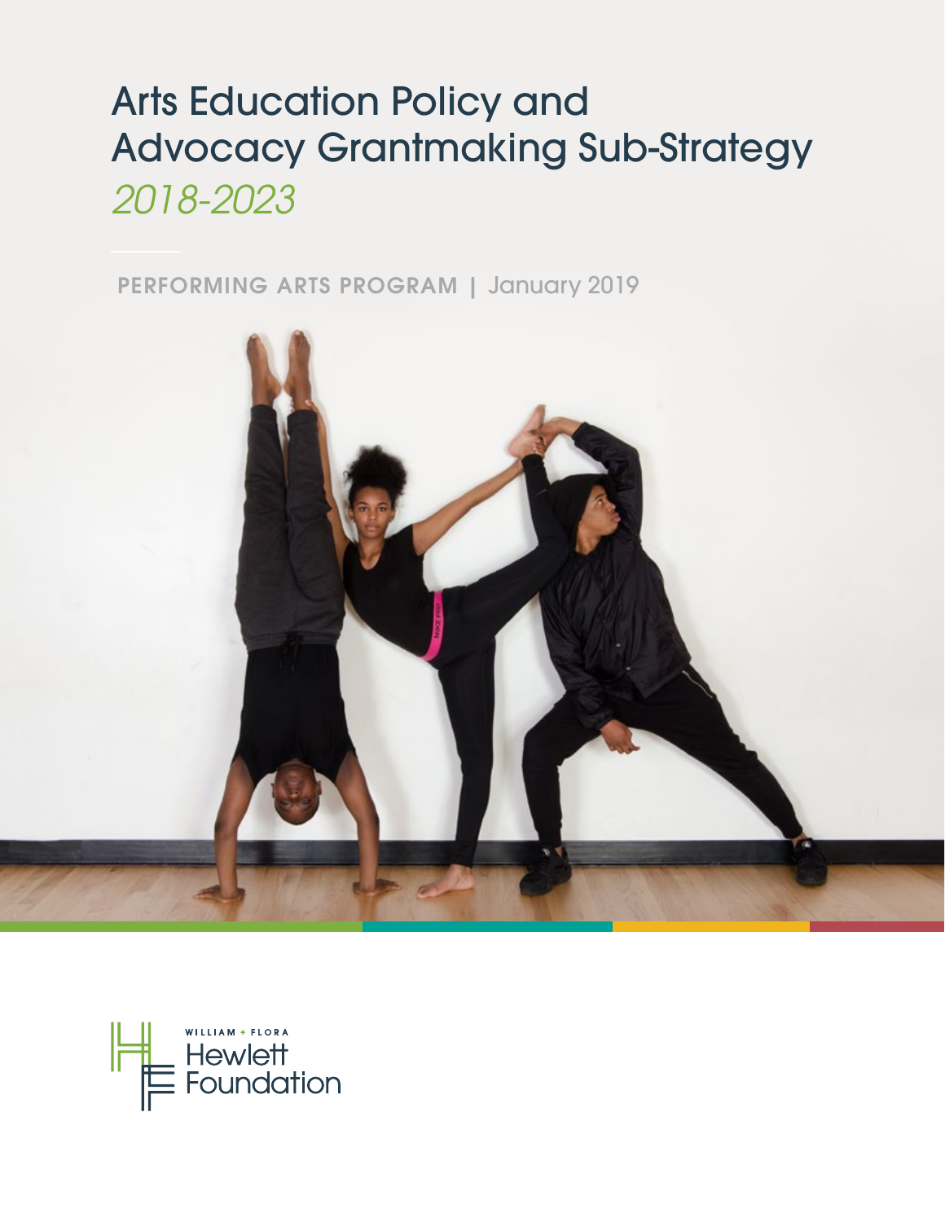# Arts Education Policy and Advocacy Grantmaking Sub-Strategy

*2018-2023*

**PERFORMING ARTS PROGRAM** | January 2019

WILLIAM + FLORA
Hewlett
Foundation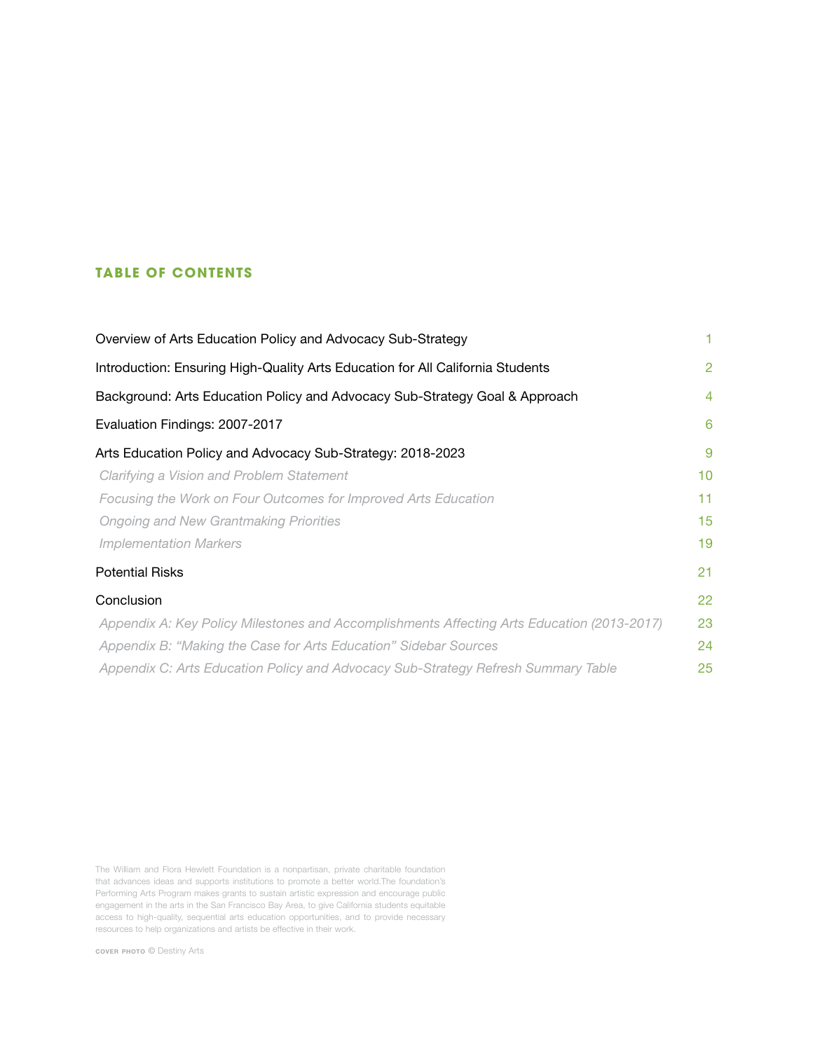## TABLE OF CONTENTS

| | |
|---|---|
| Overview of Arts Education Policy and Advocacy Sub-Strategy | 1 |
| Introduction: Ensuring High-Quality Arts Education for All California Students | 2 |
| Background: Arts Education Policy and Advocacy Sub-Strategy Goal & Approach | 4 |
| Evaluation Findings: 2007-2017 | 6 |
| Arts Education Policy and Advocacy Sub-Strategy: 2018-2023 | 9 |
| *Clarifying a Vision and Problem Statement* | 10 |
| *Focusing the Work on Four Outcomes for Improved Arts Education* | 11 |
| *Ongoing and New Grantmaking Priorities* | 15 |
| *Implementation Markers* | 19 |
| Potential Risks | 21 |
| Conclusion | 22 |
| *Appendix A: Key Policy Milestones and Accomplishments Affecting Arts Education (2013-2017)* | 23 |
| *Appendix B: "Making the Case for Arts Education" Sidebar Sources* | 24 |
| *Appendix C: Arts Education Policy and Advocacy Sub-Strategy Refresh Summary Table* | 25 |

The William and Flora Hewlett Foundation is a nonpartisan, private charitable foundation that advances ideas and supports institutions to promote a better world.The foundation's Performing Arts Program makes grants to sustain artistic expression and encourage public engagement in the arts in the San Francisco Bay Area, to give California students equitable access to high-quality, sequential arts education opportunities, and to provide necessary resources to help organizations and artists be effective in their work.

COVER PHOTO © Destiny Arts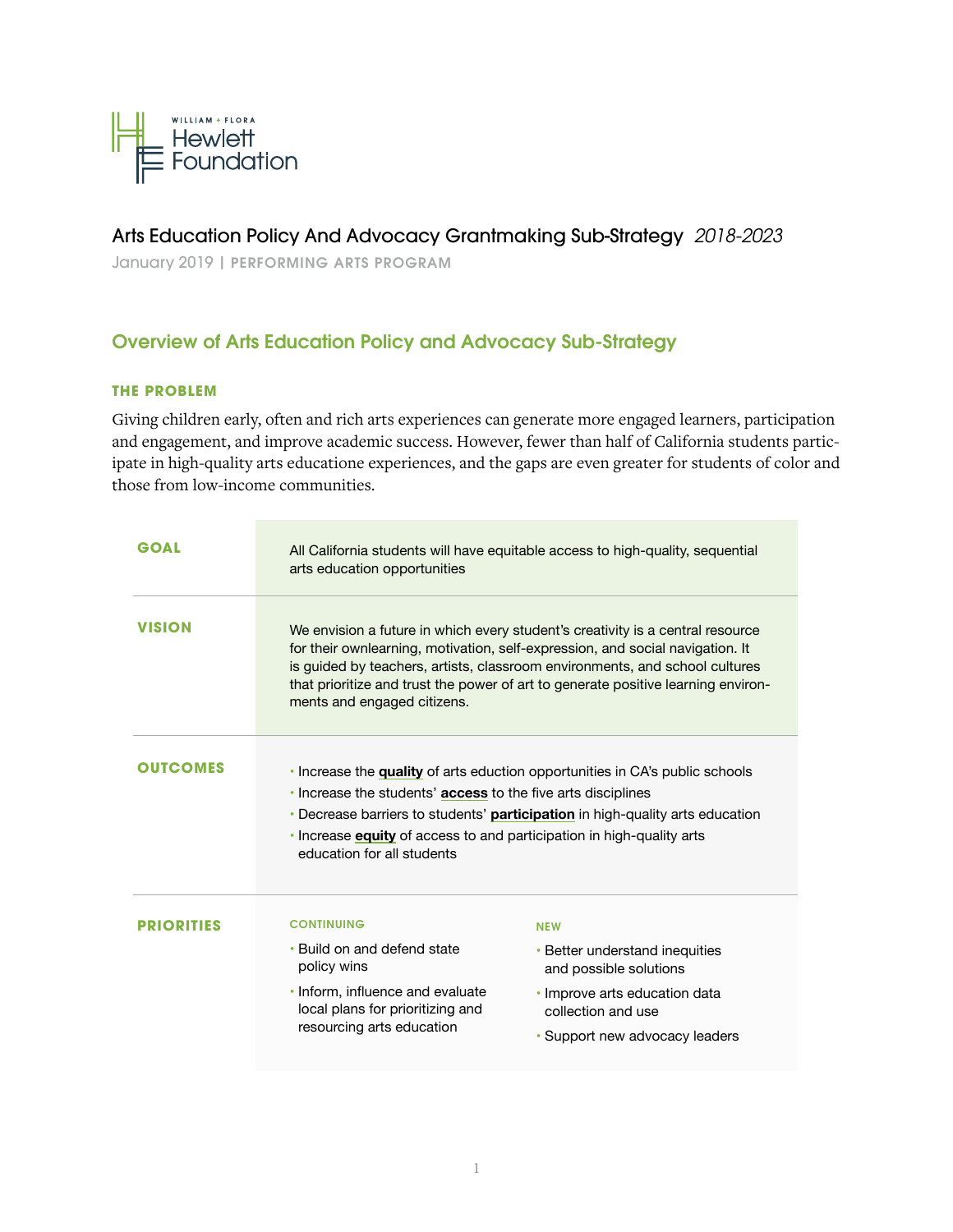William + Flora Hewlett Foundation

# Arts Education Policy And Advocacy Grantmaking Sub-Strategy *2018-2023*

January 2019 | **PERFORMING ARTS PROGRAM**

## Overview of Arts Education Policy and Advocacy Sub-Strategy

### THE PROBLEM

Giving children early, often and rich arts experiences can generate more engaged learners, participation and engagement, and improve academic success. However, fewer than half of California students participate in high-quality arts educatione experiences, and the gaps are even greater for students of color and those from low-income communities.

**GOAL**

All California students will have equitable access to high-quality, sequential arts education opportunities

**VISION**

We envision a future in which every student's creativity is a central resource for their ownlearning, motivation, self-expression, and social navigation. It is guided by teachers, artists, classroom environments, and school cultures that prioritize and trust the power of art to generate positive learning environments and engaged citizens.

**OUTCOMES**

- Increase the **quality** of arts eduction opportunities in CA's public schools
- Increase the students' **access** to the five arts disciplines
- Decrease barriers to students' **participation** in high-quality arts education
- Increase **equity** of access to and participation in high-quality arts education for all students

**PRIORITIES**

CONTINUING

- Build on and defend state policy wins
- Inform, influence and evaluate local plans for prioritizing and resourcing arts education

NEW

- Better understand inequities and possible solutions
- Improve arts education data collection and use
- Support new advocacy leaders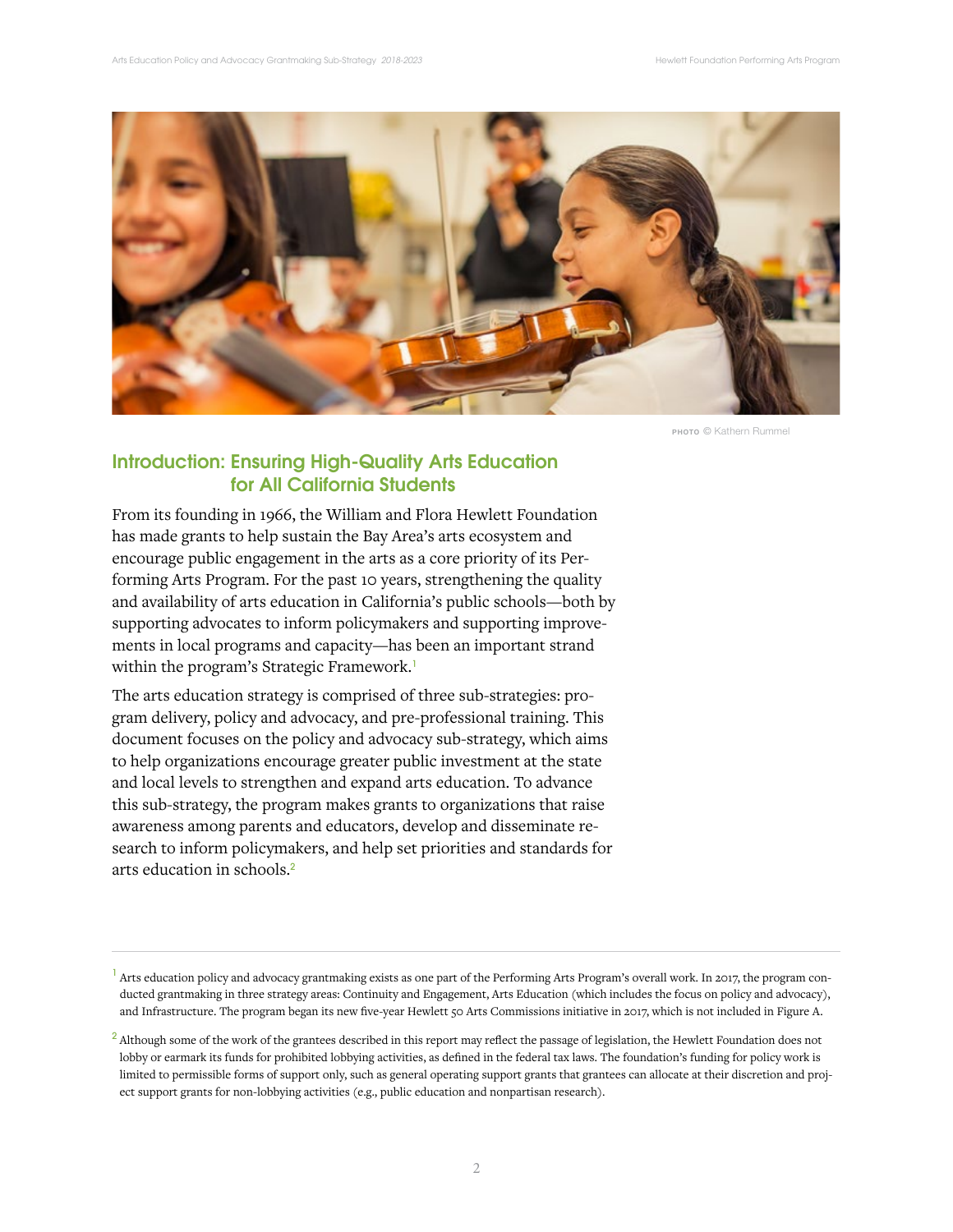PHOTO © Kathern Rummel

## Introduction: Ensuring High-Quality Arts Education for All California Students

From its founding in 1966, the William and Flora Hewlett Foundation has made grants to help sustain the Bay Area's arts ecosystem and encourage public engagement in the arts as a core priority of its Performing Arts Program. For the past 10 years, strengthening the quality and availability of arts education in California's public schools—both by supporting advocates to inform policymakers and supporting improvements in local programs and capacity—has been an important strand within the program's Strategic Framework.[1]

The arts education strategy is comprised of three sub-strategies: program delivery, policy and advocacy, and pre-professional training. This document focuses on the policy and advocacy sub-strategy, which aims to help organizations encourage greater public investment at the state and local levels to strengthen and expand arts education. To advance this sub-strategy, the program makes grants to organizations that raise awareness among parents and educators, develop and disseminate research to inform policymakers, and help set priorities and standards for arts education in schools.[2]

---

[1] Arts education policy and advocacy grantmaking exists as one part of the Performing Arts Program's overall work. In 2017, the program conducted grantmaking in three strategy areas: Continuity and Engagement, Arts Education (which includes the focus on policy and advocacy), and Infrastructure. The program began its new five-year Hewlett 50 Arts Commissions initiative in 2017, which is not included in Figure A.

[2] Although some of the work of the grantees described in this report may reflect the passage of legislation, the Hewlett Foundation does not lobby or earmark its funds for prohibited lobbying activities, as defined in the federal tax laws. The foundation's funding for policy work is limited to permissible forms of support only, such as general operating support grants that grantees can allocate at their discretion and project support grants for non-lobbying activities (e.g., public education and nonpartisan research).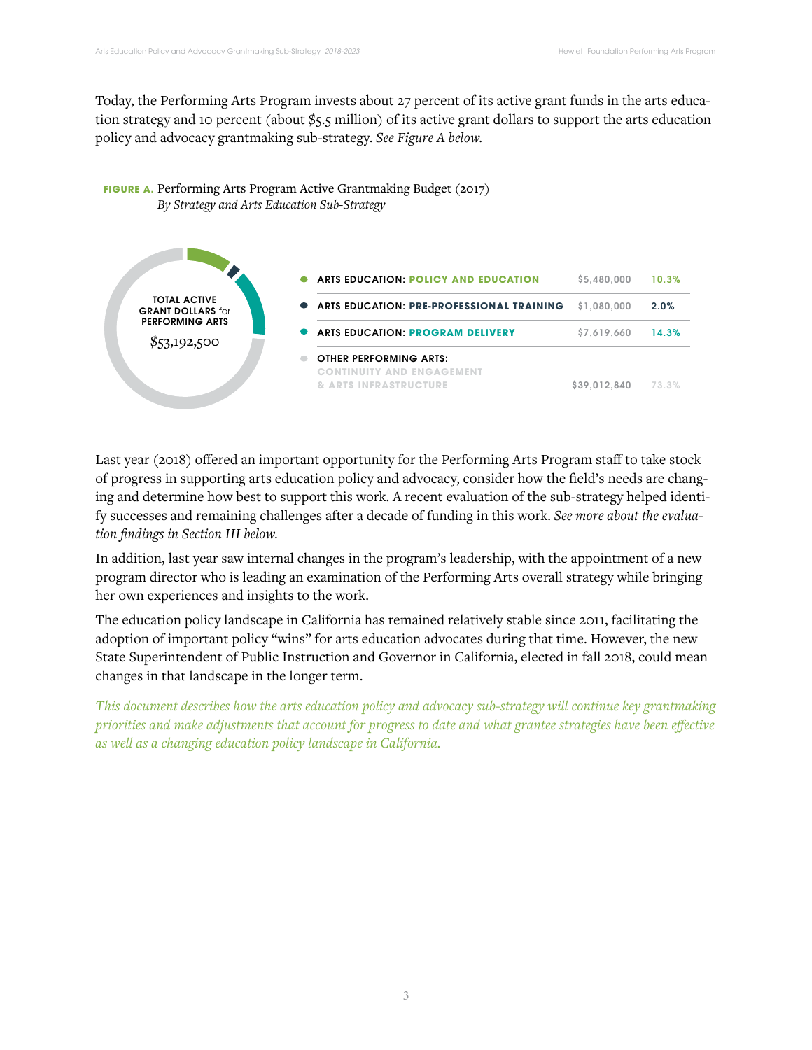Today, the Performing Arts Program invests about 27 percent of its active grant funds in the arts education strategy and 10 percent (about $5.5 million) of its active grant dollars to support the arts education policy and advocacy grantmaking sub-strategy. *See Figure A below.*

**FIGURE A.** Performing Arts Program Active Grantmaking Budget (2017)
*By Strategy and Arts Education Sub-Strategy*

TOTAL ACTIVE GRANT DOLLARS for PERFORMING ARTS: $53,192,500

| Strategy | Amount | Percent |
|---|---|---|
| ARTS EDUCATION: POLICY AND EDUCATION | $5,480,000 | 10.3% |
| ARTS EDUCATION: PRE-PROFESSIONAL TRAINING | $1,080,000 | 2.0% |
| ARTS EDUCATION: PROGRAM DELIVERY | $7,619,660 | 14.3% |
| OTHER PERFORMING ARTS: CONTINUITY AND ENGAGEMENT & ARTS INFRASTRUCTURE | $39,012,840 | 73.3% |

Last year (2018) offered an important opportunity for the Performing Arts Program staff to take stock of progress in supporting arts education policy and advocacy, consider how the field's needs are changing and determine how best to support this work. A recent evaluation of the sub-strategy helped identify successes and remaining challenges after a decade of funding in this work. *See more about the evaluation findings in Section III below.*

In addition, last year saw internal changes in the program's leadership, with the appointment of a new program director who is leading an examination of the Performing Arts overall strategy while bringing her own experiences and insights to the work.

The education policy landscape in California has remained relatively stable since 2011, facilitating the adoption of important policy "wins" for arts education advocates during that time. However, the new State Superintendent of Public Instruction and Governor in California, elected in fall 2018, could mean changes in that landscape in the longer term.

*This document describes how the arts education policy and advocacy sub-strategy will continue key grantmaking priorities and make adjustments that account for progress to date and what grantee strategies have been effective as well as a changing education policy landscape in California.*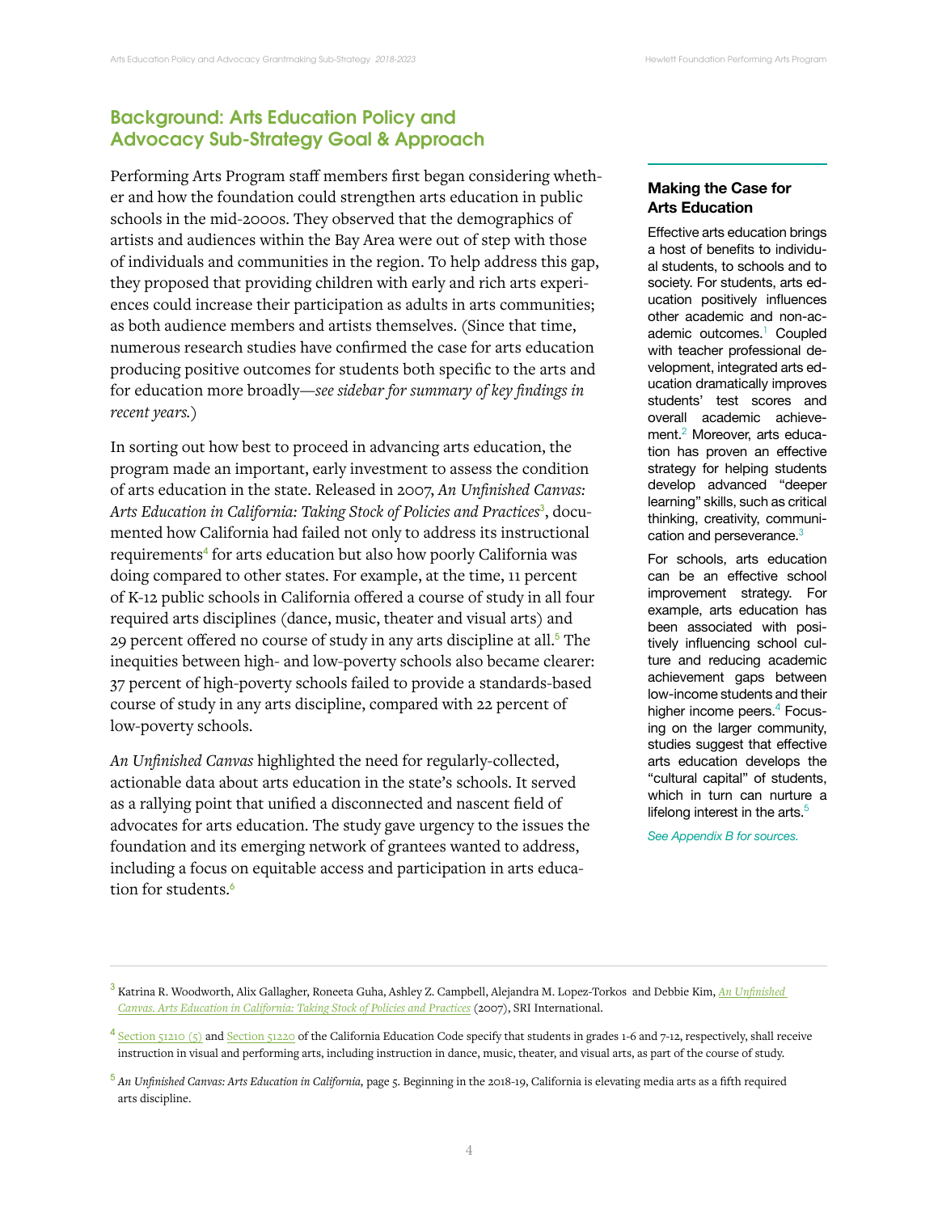## Background: Arts Education Policy and Advocacy Sub-Strategy Goal & Approach

Performing Arts Program staff members first began considering whether and how the foundation could strengthen arts education in public schools in the mid-2000s. They observed that the demographics of artists and audiences within the Bay Area were out of step with those of individuals and communities in the region. To help address this gap, they proposed that providing children with early and rich arts experiences could increase their participation as adults in arts communities; as both audience members and artists themselves. (Since that time, numerous research studies have confirmed the case for arts education producing positive outcomes for students both specific to the arts and for education more broadly—*see sidebar for summary of key findings in recent years.*)

In sorting out how best to proceed in advancing arts education, the program made an important, early investment to assess the condition of arts education in the state. Released in 2007, *An Unfinished Canvas: Arts Education in California: Taking Stock of Policies and Practices*[3], documented how California had failed not only to address its instructional requirements[4] for arts education but also how poorly California was doing compared to other states. For example, at the time, 11 percent of K-12 public schools in California offered a course of study in all four required arts disciplines (dance, music, theater and visual arts) and 29 percent offered no course of study in any arts discipline at all.[5] The inequities between high- and low-poverty schools also became clearer: 37 percent of high-poverty schools failed to provide a standards-based course of study in any arts discipline, compared with 22 percent of low-poverty schools.

*An Unfinished Canvas* highlighted the need for regularly-collected, actionable data about arts education in the state's schools. It served as a rallying point that unified a disconnected and nascent field of advocates for arts education. The study gave urgency to the issues the foundation and its emerging network of grantees wanted to address, including a focus on equitable access and participation in arts education for students.[6]

### Making the Case for Arts Education

Effective arts education brings a host of benefits to individual students, to schools and to society. For students, arts education positively influences other academic and non-academic outcomes.[1] Coupled with teacher professional development, integrated arts education dramatically improves students' test scores and overall academic achievement.[2] Moreover, arts education has proven an effective strategy for helping students develop advanced "deeper learning" skills, such as critical thinking, creativity, communication and perseverance.[3]

For schools, arts education can be an effective school improvement strategy. For example, arts education has been associated with positively influencing school culture and reducing academic achievement gaps between low-income students and their higher income peers.[4] Focusing on the larger community, studies suggest that effective arts education develops the "cultural capital" of students, which in turn can nurture a lifelong interest in the arts.[5]

*See Appendix B for sources.*

---

[3] Katrina R. Woodworth, Alix Gallagher, Roneeta Guha, Ashley Z. Campbell, Alejandra M. Lopez-Torkos and Debbie Kim, *An Unfinished Canvas. Arts Education in California: Taking Stock of Policies and Practices* (2007), SRI International.

[4] Section 51210 (5) and Section 51220 of the California Education Code specify that students in grades 1-6 and 7-12, respectively, shall receive instruction in visual and performing arts, including instruction in dance, music, theater, and visual arts, as part of the course of study.

[5] *An Unfinished Canvas: Arts Education in California,* page 5. Beginning in the 2018-19, California is elevating media arts as a fifth required arts discipline.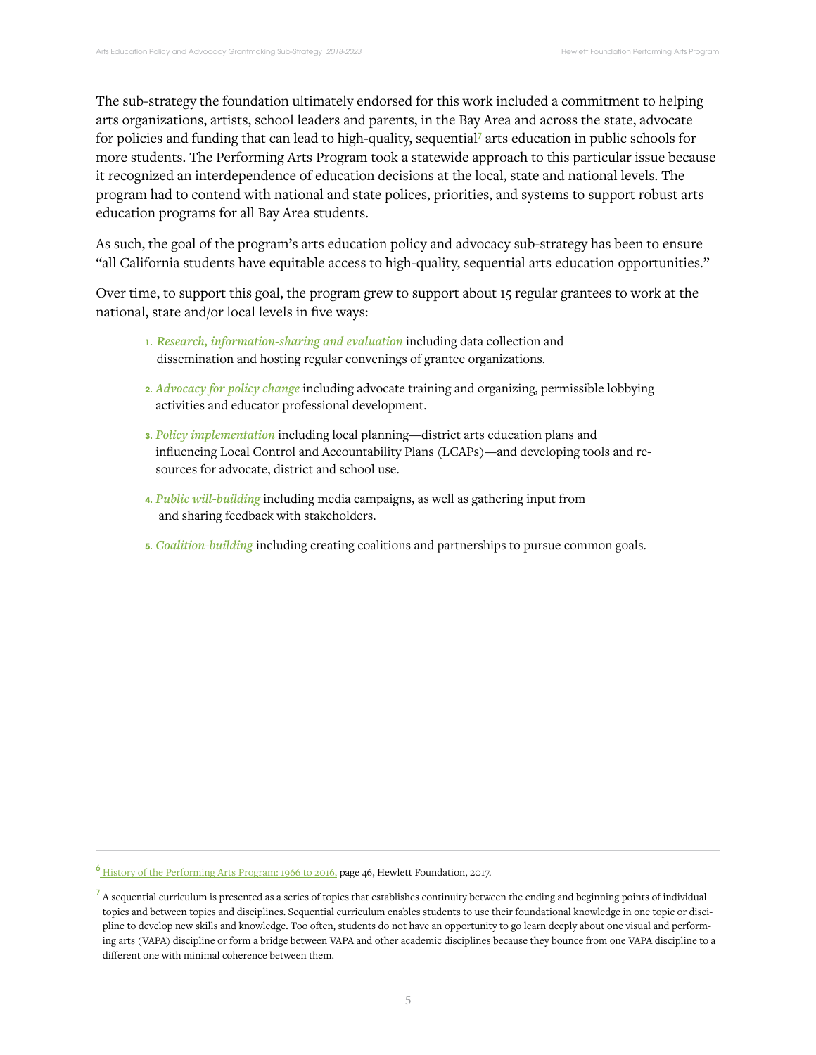The sub-strategy the foundation ultimately endorsed for this work included a commitment to helping arts organizations, artists, school leaders and parents, in the Bay Area and across the state, advocate for policies and funding that can lead to high-quality, sequential[7] arts education in public schools for more students. The Performing Arts Program took a statewide approach to this particular issue because it recognized an interdependence of education decisions at the local, state and national levels. The program had to contend with national and state polices, priorities, and systems to support robust arts education programs for all Bay Area students.

As such, the goal of the program's arts education policy and advocacy sub-strategy has been to ensure "all California students have equitable access to high-quality, sequential arts education opportunities."

Over time, to support this goal, the program grew to support about 15 regular grantees to work at the national, state and/or local levels in five ways:

1. *Research, information-sharing and evaluation* including data collection and dissemination and hosting regular convenings of grantee organizations.
2. *Advocacy for policy change* including advocate training and organizing, permissible lobbying activities and educator professional development.
3. *Policy implementation* including local planning—district arts education plans and influencing Local Control and Accountability Plans (LCAPs)—and developing tools and resources for advocate, district and school use.
4. *Public will-building* including media campaigns, as well as gathering input from and sharing feedback with stakeholders.
5. *Coalition-building* including creating coalitions and partnerships to pursue common goals.

---

[6] History of the Performing Arts Program: 1966 to 2016, page 46, Hewlett Foundation, 2017.

[7] A sequential curriculum is presented as a series of topics that establishes continuity between the ending and beginning points of individual topics and between topics and disciplines. Sequential curriculum enables students to use their foundational knowledge in one topic or discipline to develop new skills and knowledge. Too often, students do not have an opportunity to go learn deeply about one visual and performing arts (VAPA) discipline or form a bridge between VAPA and other academic disciplines because they bounce from one VAPA discipline to a different one with minimal coherence between them.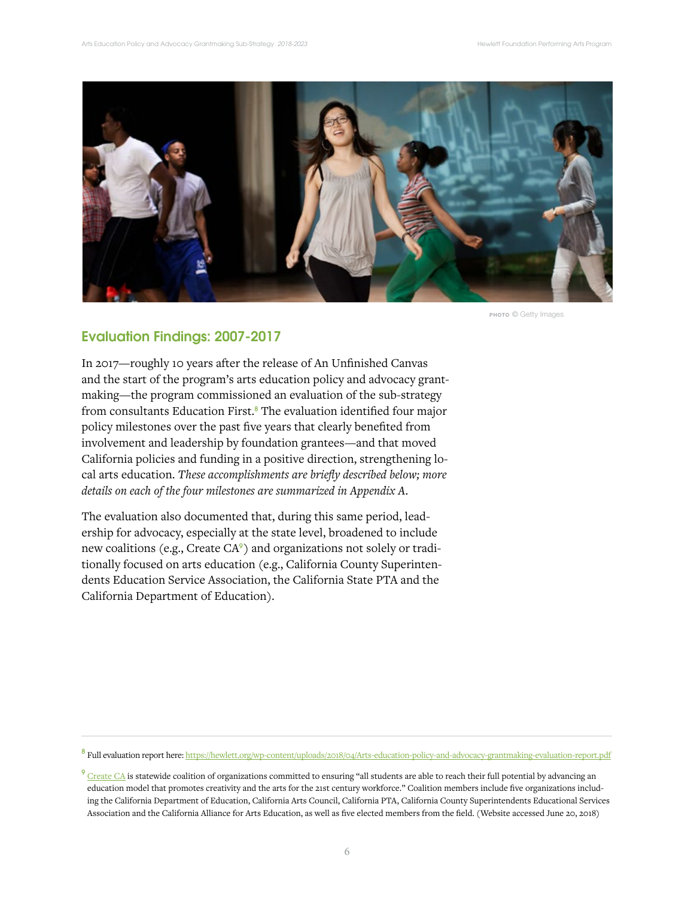PHOTO © Getty Images

## Evaluation Findings: 2007-2017

In 2017—roughly 10 years after the release of An Unfinished Canvas and the start of the program's arts education policy and advocacy grantmaking—the program commissioned an evaluation of the sub-strategy from consultants Education First.[8] The evaluation identified four major policy milestones over the past five years that clearly benefited from involvement and leadership by foundation grantees—and that moved California policies and funding in a positive direction, strengthening local arts education. *These accomplishments are briefly described below; more details on each of the four milestones are summarized in Appendix A.*

The evaluation also documented that, during this same period, leadership for advocacy, especially at the state level, broadened to include new coalitions (e.g., Create CA[9]) and organizations not solely or traditionally focused on arts education (e.g., California County Superintendents Education Service Association, the California State PTA and the California Department of Education).

---

[8] Full evaluation report here: https://hewlett.org/wp-content/uploads/2018/04/Arts-education-policy-and-advocacy-grantmaking-evaluation-report.pdf

[9] Create CA is statewide coalition of organizations committed to ensuring "all students are able to reach their full potential by advancing an education model that promotes creativity and the arts for the 21st century workforce." Coalition members include five organizations including the California Department of Education, California Arts Council, California PTA, California County Superintendents Educational Services Association and the California Alliance for Arts Education, as well as five elected members from the field. (Website accessed June 20, 2018)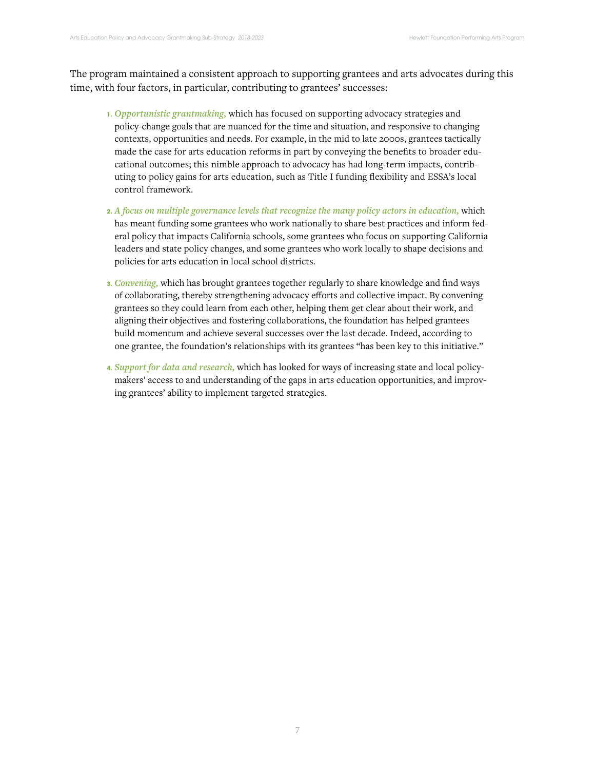The program maintained a consistent approach to supporting grantees and arts advocates during this time, with four factors, in particular, contributing to grantees' successes:

1. *Opportunistic grantmaking,* which has focused on supporting advocacy strategies and policy-change goals that are nuanced for the time and situation, and responsive to changing contexts, opportunities and needs. For example, in the mid to late 2000s, grantees tactically made the case for arts education reforms in part by conveying the benefits to broader educational outcomes; this nimble approach to advocacy has had long-term impacts, contributing to policy gains for arts education, such as Title I funding flexibility and ESSA's local control framework.
2. *A focus on multiple governance levels that recognize the many policy actors in education,* which has meant funding some grantees who work nationally to share best practices and inform federal policy that impacts California schools, some grantees who focus on supporting California leaders and state policy changes, and some grantees who work locally to shape decisions and policies for arts education in local school districts.
3. *Convening,* which has brought grantees together regularly to share knowledge and find ways of collaborating, thereby strengthening advocacy efforts and collective impact. By convening grantees so they could learn from each other, helping them get clear about their work, and aligning their objectives and fostering collaborations, the foundation has helped grantees build momentum and achieve several successes over the last decade. Indeed, according to one grantee, the foundation's relationships with its grantees "has been key to this initiative."
4. *Support for data and research,* which has looked for ways of increasing state and local policymakers' access to and understanding of the gaps in arts education opportunities, and improving grantees' ability to implement targeted strategies.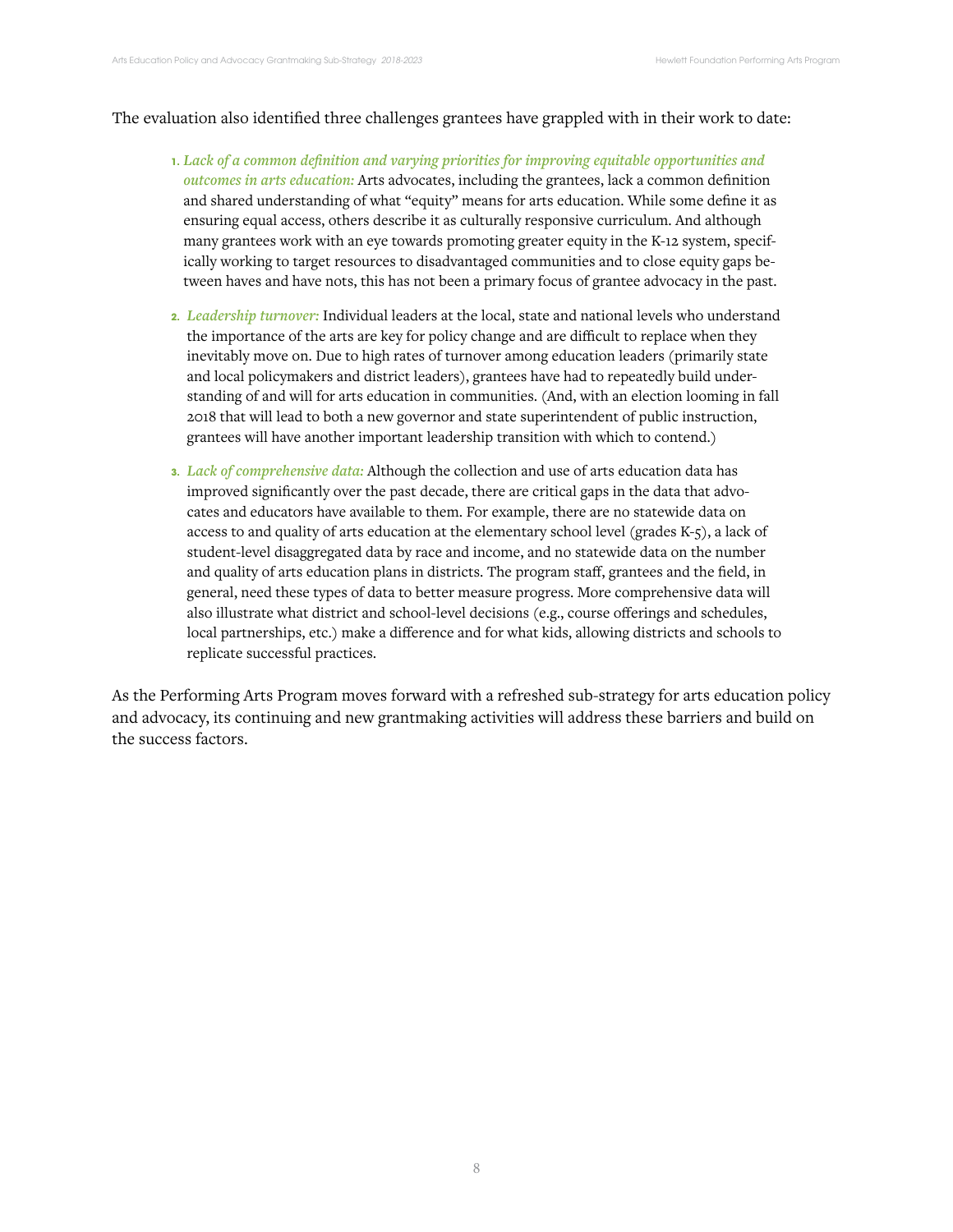The evaluation also identified three challenges grantees have grappled with in their work to date:

1. *Lack of a common definition and varying priorities for improving equitable opportunities and outcomes in arts education:* Arts advocates, including the grantees, lack a common definition and shared understanding of what "equity" means for arts education. While some define it as ensuring equal access, others describe it as culturally responsive curriculum. And although many grantees work with an eye towards promoting greater equity in the K-12 system, specifically working to target resources to disadvantaged communities and to close equity gaps between haves and have nots, this has not been a primary focus of grantee advocacy in the past.

2. *Leadership turnover:* Individual leaders at the local, state and national levels who understand the importance of the arts are key for policy change and are difficult to replace when they inevitably move on. Due to high rates of turnover among education leaders (primarily state and local policymakers and district leaders), grantees have had to repeatedly build understanding of and will for arts education in communities. (And, with an election looming in fall 2018 that will lead to both a new governor and state superintendent of public instruction, grantees will have another important leadership transition with which to contend.)

3. *Lack of comprehensive data:* Although the collection and use of arts education data has improved significantly over the past decade, there are critical gaps in the data that advocates and educators have available to them. For example, there are no statewide data on access to and quality of arts education at the elementary school level (grades K-5), a lack of student-level disaggregated data by race and income, and no statewide data on the number and quality of arts education plans in districts. The program staff, grantees and the field, in general, need these types of data to better measure progress. More comprehensive data will also illustrate what district and school-level decisions (e.g., course offerings and schedules, local partnerships, etc.) make a difference and for what kids, allowing districts and schools to replicate successful practices.

As the Performing Arts Program moves forward with a refreshed sub-strategy for arts education policy and advocacy, its continuing and new grantmaking activities will address these barriers and build on the success factors.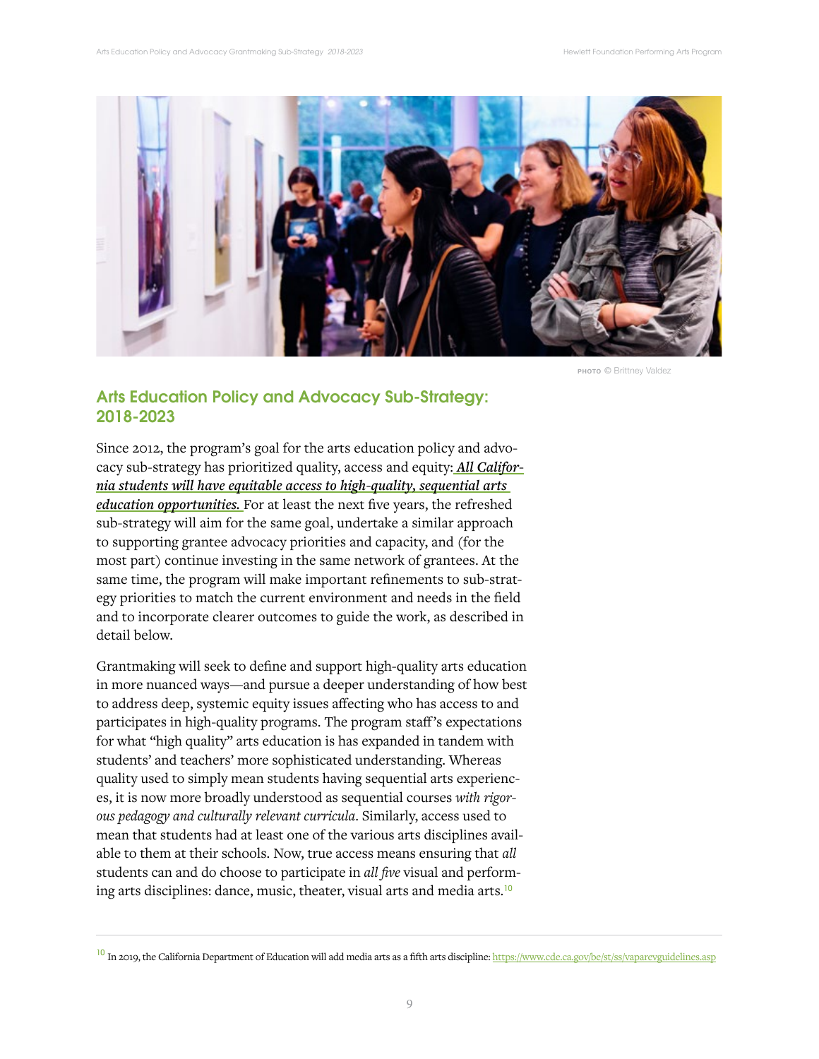PHOTO © Brittney Valdez

## Arts Education Policy and Advocacy Sub-Strategy: 2018-2023

Since 2012, the program's goal for the arts education policy and advocacy sub-strategy has prioritized quality, access and equity: ***All California students will have equitable access to high-quality, sequential arts education opportunities.*** For at least the next five years, the refreshed sub-strategy will aim for the same goal, undertake a similar approach to supporting grantee advocacy priorities and capacity, and (for the most part) continue investing in the same network of grantees. At the same time, the program will make important refinements to sub-strategy priorities to match the current environment and needs in the field and to incorporate clearer outcomes to guide the work, as described in detail below.

Grantmaking will seek to define and support high-quality arts education in more nuanced ways—and pursue a deeper understanding of how best to address deep, systemic equity issues affecting who has access to and participates in high-quality programs. The program staff's expectations for what "high quality" arts education is has expanded in tandem with students' and teachers' more sophisticated understanding. Whereas quality used to simply mean students having sequential arts experiences, it is now more broadly understood as sequential courses *with rigorous pedagogy and culturally relevant curricula*. Similarly, access used to mean that students had at least one of the various arts disciplines available to them at their schools. Now, true access means ensuring that *all* students can and do choose to participate in *all five* visual and performing arts disciplines: dance, music, theater, visual arts and media arts.[10]

---

[10] In 2019, the California Department of Education will add media arts as a fifth arts discipline: https://www.cde.ca.gov/be/st/ss/vaparevguidelines.asp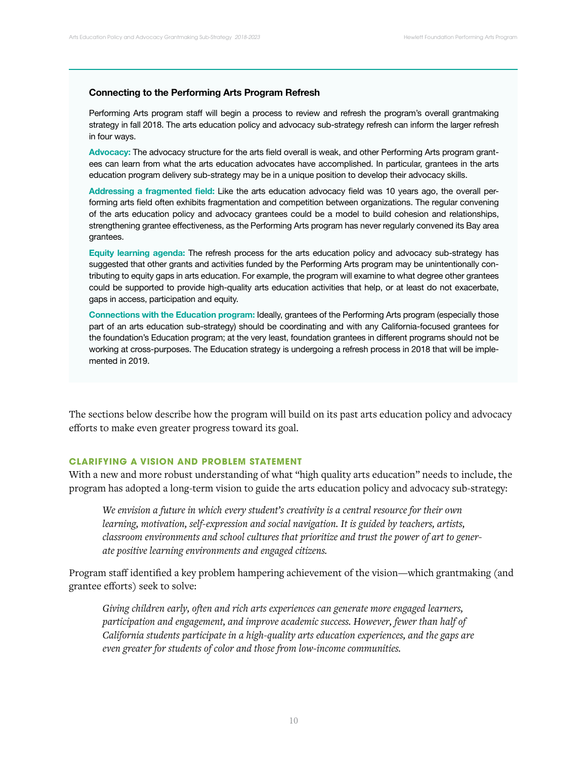### Connecting to the Performing Arts Program Refresh

Performing Arts program staff will begin a process to review and refresh the program's overall grantmaking strategy in fall 2018. The arts education policy and advocacy sub-strategy refresh can inform the larger refresh in four ways.

**Advocacy:** The advocacy structure for the arts field overall is weak, and other Performing Arts program grantees can learn from what the arts education advocates have accomplished. In particular, grantees in the arts education program delivery sub-strategy may be in a unique position to develop their advocacy skills.

**Addressing a fragmented field:** Like the arts education advocacy field was 10 years ago, the overall performing arts field often exhibits fragmentation and competition between organizations. The regular convening of the arts education policy and advocacy grantees could be a model to build cohesion and relationships, strengthening grantee effectiveness, as the Performing Arts program has never regularly convened its Bay area grantees.

**Equity learning agenda:** The refresh process for the arts education policy and advocacy sub-strategy has suggested that other grants and activities funded by the Performing Arts program may be unintentionally contributing to equity gaps in arts education. For example, the program will examine to what degree other grantees could be supported to provide high-quality arts education activities that help, or at least do not exacerbate, gaps in access, participation and equity.

**Connections with the Education program:** Ideally, grantees of the Performing Arts program (especially those part of an arts education sub-strategy) should be coordinating and with any California-focused grantees for the foundation's Education program; at the very least, foundation grantees in different programs should not be working at cross-purposes. The Education strategy is undergoing a refresh process in 2018 that will be implemented in 2019.

The sections below describe how the program will build on its past arts education policy and advocacy efforts to make even greater progress toward its goal.

## CLARIFYING A VISION AND PROBLEM STATEMENT

With a new and more robust understanding of what "high quality arts education" needs to include, the program has adopted a long-term vision to guide the arts education policy and advocacy sub-strategy:

> *We envision a future in which every student's creativity is a central resource for their own learning, motivation, self-expression and social navigation. It is guided by teachers, artists, classroom environments and school cultures that prioritize and trust the power of art to generate positive learning environments and engaged citizens.*

Program staff identified a key problem hampering achievement of the vision—which grantmaking (and grantee efforts) seek to solve:

> *Giving children early, often and rich arts experiences can generate more engaged learners, participation and engagement, and improve academic success. However, fewer than half of California students participate in a high-quality arts education experiences, and the gaps are even greater for students of color and those from low-income communities.*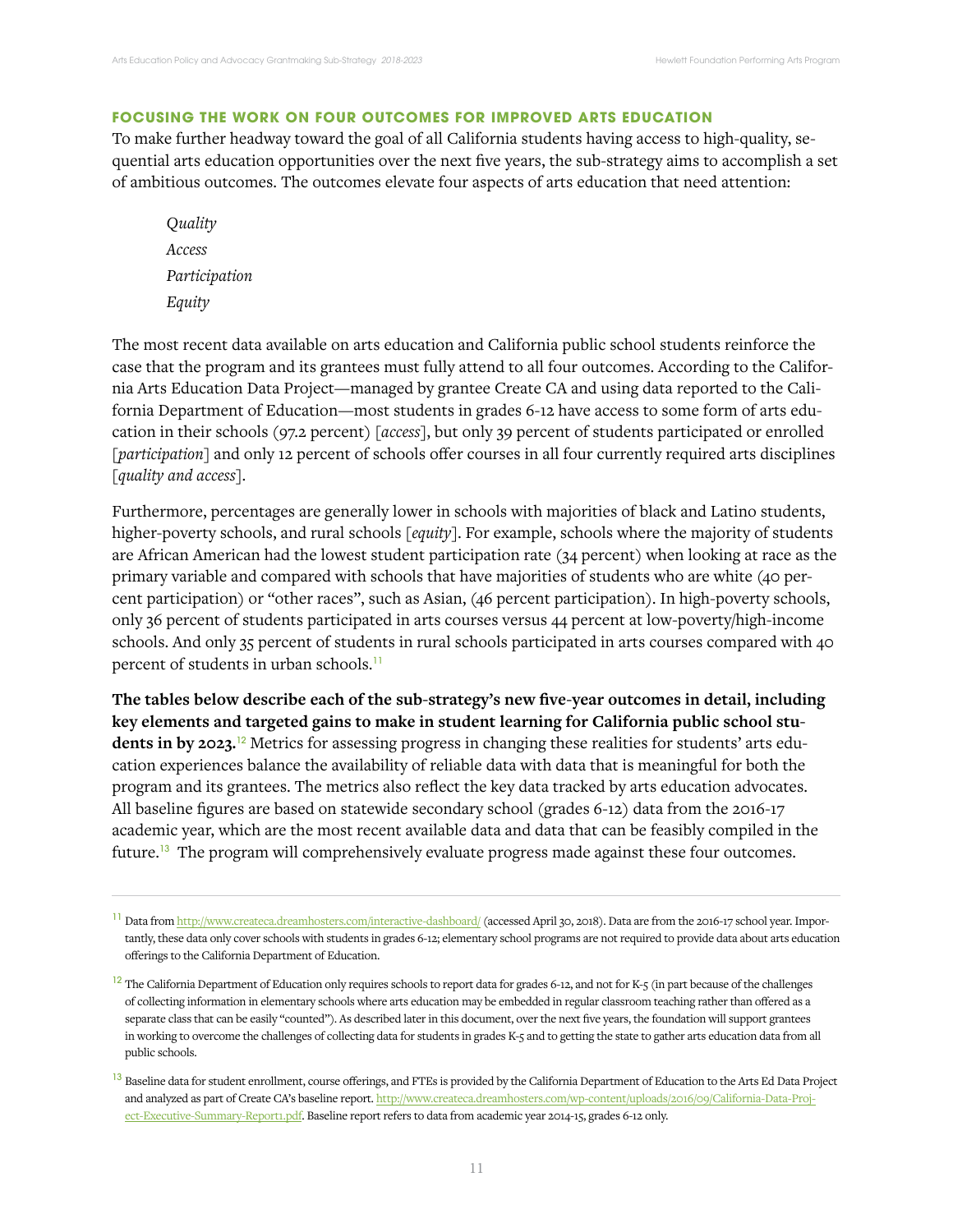### FOCUSING THE WORK ON FOUR OUTCOMES FOR IMPROVED ARTS EDUCATION

To make further headway toward the goal of all California students having access to high-quality, sequential arts education opportunities over the next five years, the sub-strategy aims to accomplish a set of ambitious outcomes. The outcomes elevate four aspects of arts education that need attention:

*Quality*
*Access*
*Participation*
*Equity*

The most recent data available on arts education and California public school students reinforce the case that the program and its grantees must fully attend to all four outcomes. According to the California Arts Education Data Project—managed by grantee Create CA and using data reported to the California Department of Education—most students in grades 6-12 have access to some form of arts education in their schools (97.2 percent) [*access*], but only 39 percent of students participated or enrolled [*participation*] and only 12 percent of schools offer courses in all four currently required arts disciplines [*quality and access*].

Furthermore, percentages are generally lower in schools with majorities of black and Latino students, higher-poverty schools, and rural schools [*equity*]. For example, schools where the majority of students are African American had the lowest student participation rate (34 percent) when looking at race as the primary variable and compared with schools that have majorities of students who are white (40 percent participation) or "other races", such as Asian, (46 percent participation). In high-poverty schools, only 36 percent of students participated in arts courses versus 44 percent at low-poverty/high-income schools. And only 35 percent of students in rural schools participated in arts courses compared with 40 percent of students in urban schools.[11]

**The tables below describe each of the sub-strategy's new five-year outcomes in detail, including key elements and targeted gains to make in student learning for California public school students in by 2023.**[12] Metrics for assessing progress in changing these realities for students' arts education experiences balance the availability of reliable data with data that is meaningful for both the program and its grantees. The metrics also reflect the key data tracked by arts education advocates. All baseline figures are based on statewide secondary school (grades 6-12) data from the 2016-17 academic year, which are the most recent available data and data that can be feasibly compiled in the future.[13] The program will comprehensively evaluate progress made against these four outcomes.

---

[11] Data from http://www.createca.dreamhosters.com/interactive-dashboard/ (accessed April 30, 2018). Data are from the 2016-17 school year. Importantly, these data only cover schools with students in grades 6-12; elementary school programs are not required to provide data about arts education offerings to the California Department of Education.

[12] The California Department of Education only requires schools to report data for grades 6-12, and not for K-5 (in part because of the challenges of collecting information in elementary schools where arts education may be embedded in regular classroom teaching rather than offered as a separate class that can be easily "counted"). As described later in this document, over the next five years, the foundation will support grantees in working to overcome the challenges of collecting data for students in grades K-5 and to getting the state to gather arts education data from all public schools.

[13] Baseline data for student enrollment, course offerings, and FTEs is provided by the California Department of Education to the Arts Ed Data Project and analyzed as part of Create CA's baseline report. http://www.createca.dreamhosters.com/wp-content/uploads/2016/09/California-Data-Project-Executive-Summary-Report1.pdf. Baseline report refers to data from academic year 2014-15, grades 6-12 only.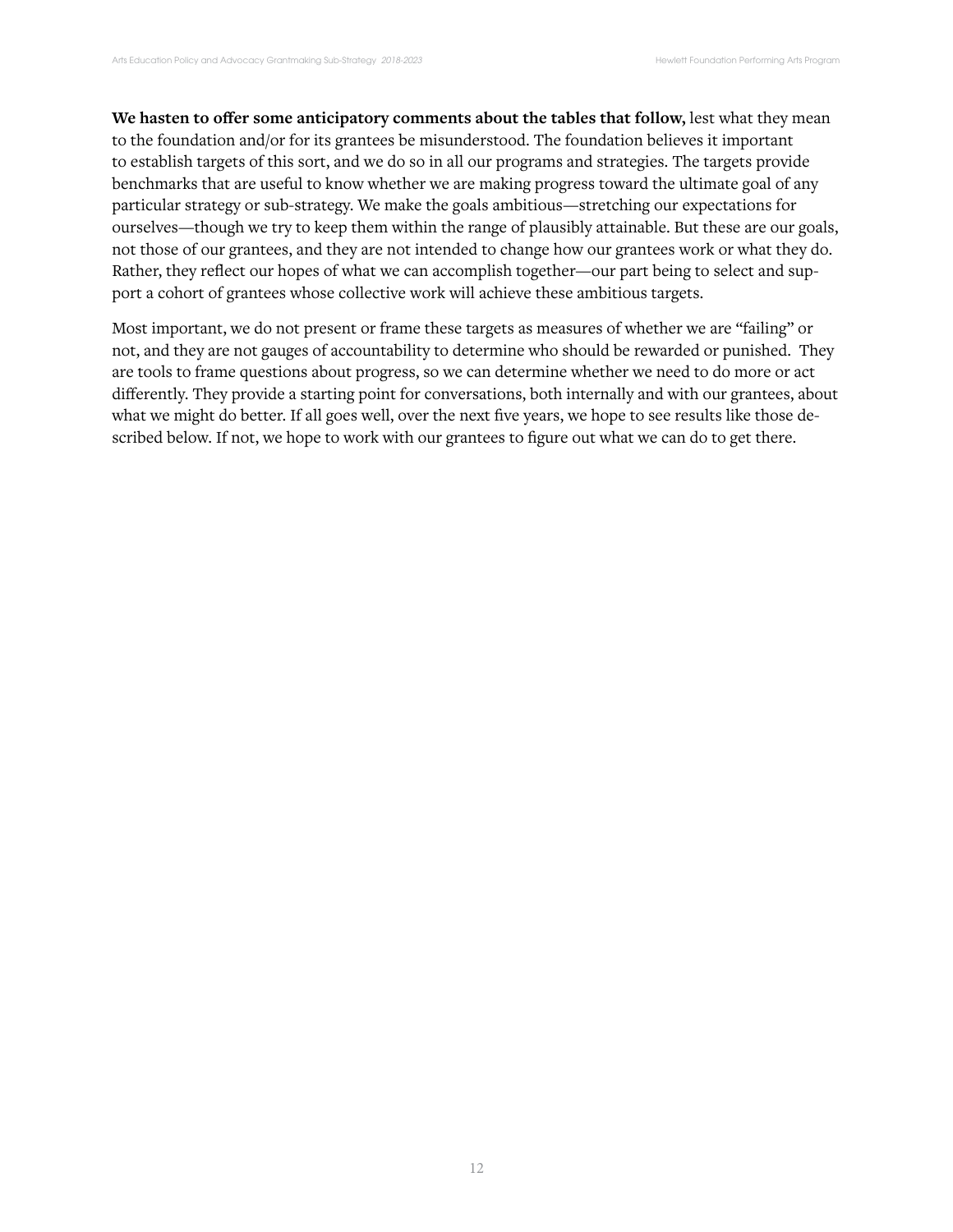**We hasten to offer some anticipatory comments about the tables that follow,** lest what they mean to the foundation and/or for its grantees be misunderstood. The foundation believes it important to establish targets of this sort, and we do so in all our programs and strategies. The targets provide benchmarks that are useful to know whether we are making progress toward the ultimate goal of any particular strategy or sub-strategy. We make the goals ambitious—stretching our expectations for ourselves—though we try to keep them within the range of plausibly attainable. But these are our goals, not those of our grantees, and they are not intended to change how our grantees work or what they do. Rather, they reflect our hopes of what we can accomplish together—our part being to select and support a cohort of grantees whose collective work will achieve these ambitious targets.

Most important, we do not present or frame these targets as measures of whether we are "failing" or not, and they are not gauges of accountability to determine who should be rewarded or punished. They are tools to frame questions about progress, so we can determine whether we need to do more or act differently. They provide a starting point for conversations, both internally and with our grantees, about what we might do better. If all goes well, over the next five years, we hope to see results like those described below. If not, we hope to work with our grantees to figure out what we can do to get there.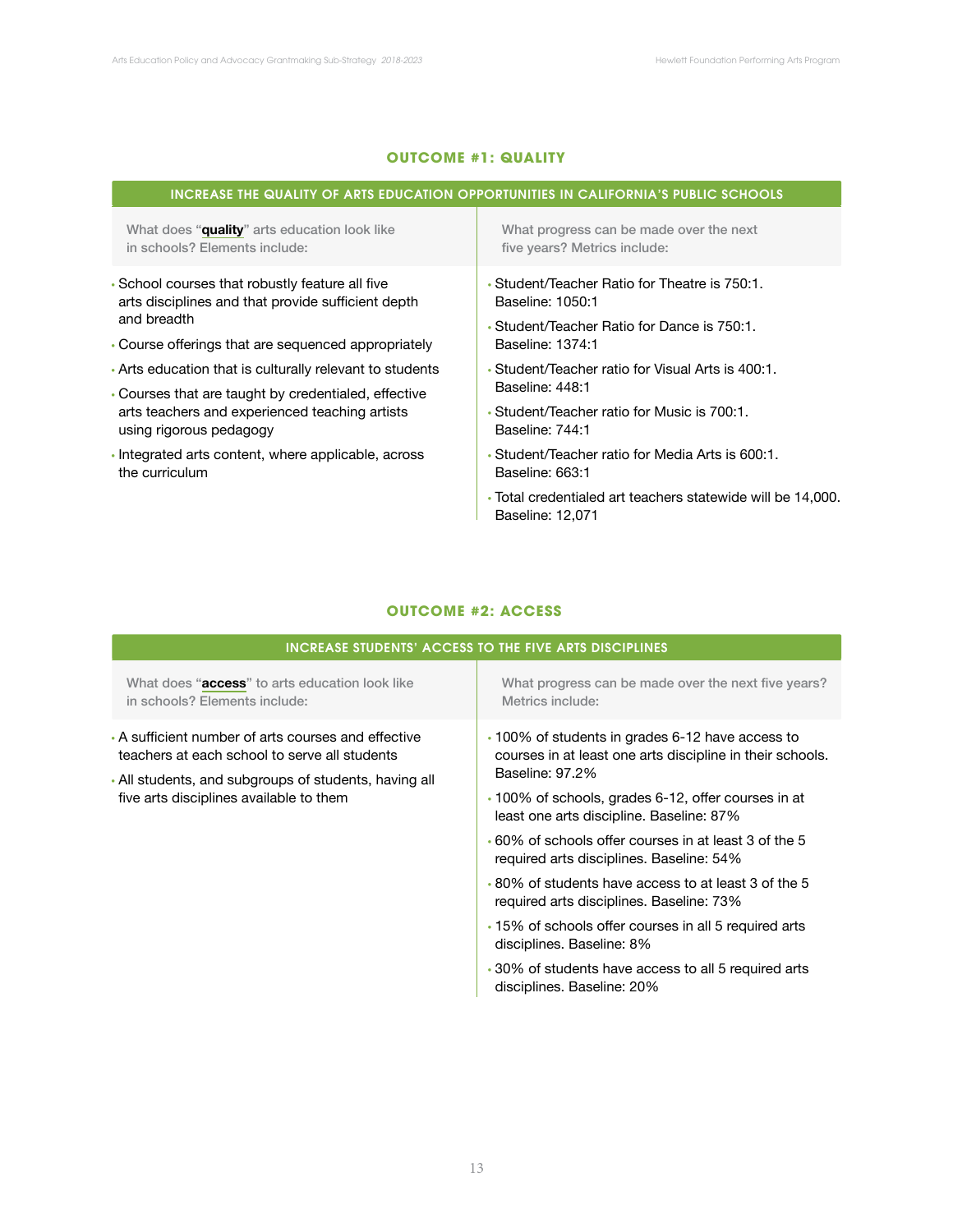## OUTCOME #1: QUALITY

| INCREASE THE QUALITY OF ARTS EDUCATION OPPORTUNITIES IN CALIFORNIA'S PUBLIC SCHOOLS | |
|---|---|
| What does "**quality**" arts education look like in schools? Elements include: | What progress can be made over the next five years? Metrics include: |
| • School courses that robustly feature all five arts disciplines and that provide sufficient depth and breadth<br>• Course offerings that are sequenced appropriately<br>• Arts education that is culturally relevant to students<br>• Courses that are taught by credentialed, effective arts teachers and experienced teaching artists using rigorous pedagogy<br>• Integrated arts content, where applicable, across the curriculum | • Student/Teacher Ratio for Theatre is 750:1. Baseline: 1050:1<br>• Student/Teacher Ratio for Dance is 750:1. Baseline: 1374:1<br>• Student/Teacher ratio for Visual Arts is 400:1. Baseline: 448:1<br>• Student/Teacher ratio for Music is 700:1. Baseline: 744:1<br>• Student/Teacher ratio for Media Arts is 600:1. Baseline: 663:1<br>• Total credentialed art teachers statewide will be 14,000. Baseline: 12,071 |

## OUTCOME #2: ACCESS

| INCREASE STUDENTS' ACCESS TO THE FIVE ARTS DISCIPLINES | |
|---|---|
| What does "**access**" to arts education look like in schools? Elements include: | What progress can be made over the next five years? Metrics include: |
| • A sufficient number of arts courses and effective teachers at each school to serve all students<br>• All students, and subgroups of students, having all five arts disciplines available to them | • 100% of students in grades 6-12 have access to courses in at least one arts discipline in their schools. Baseline: 97.2%<br>• 100% of schools, grades 6-12, offer courses in at least one arts discipline. Baseline: 87%<br>• 60% of schools offer courses in at least 3 of the 5 required arts disciplines. Baseline: 54%<br>• 80% of students have access to at least 3 of the 5 required arts disciplines. Baseline: 73%<br>• 15% of schools offer courses in all 5 required arts disciplines. Baseline: 8%<br>• 30% of students have access to all 5 required arts disciplines. Baseline: 20% |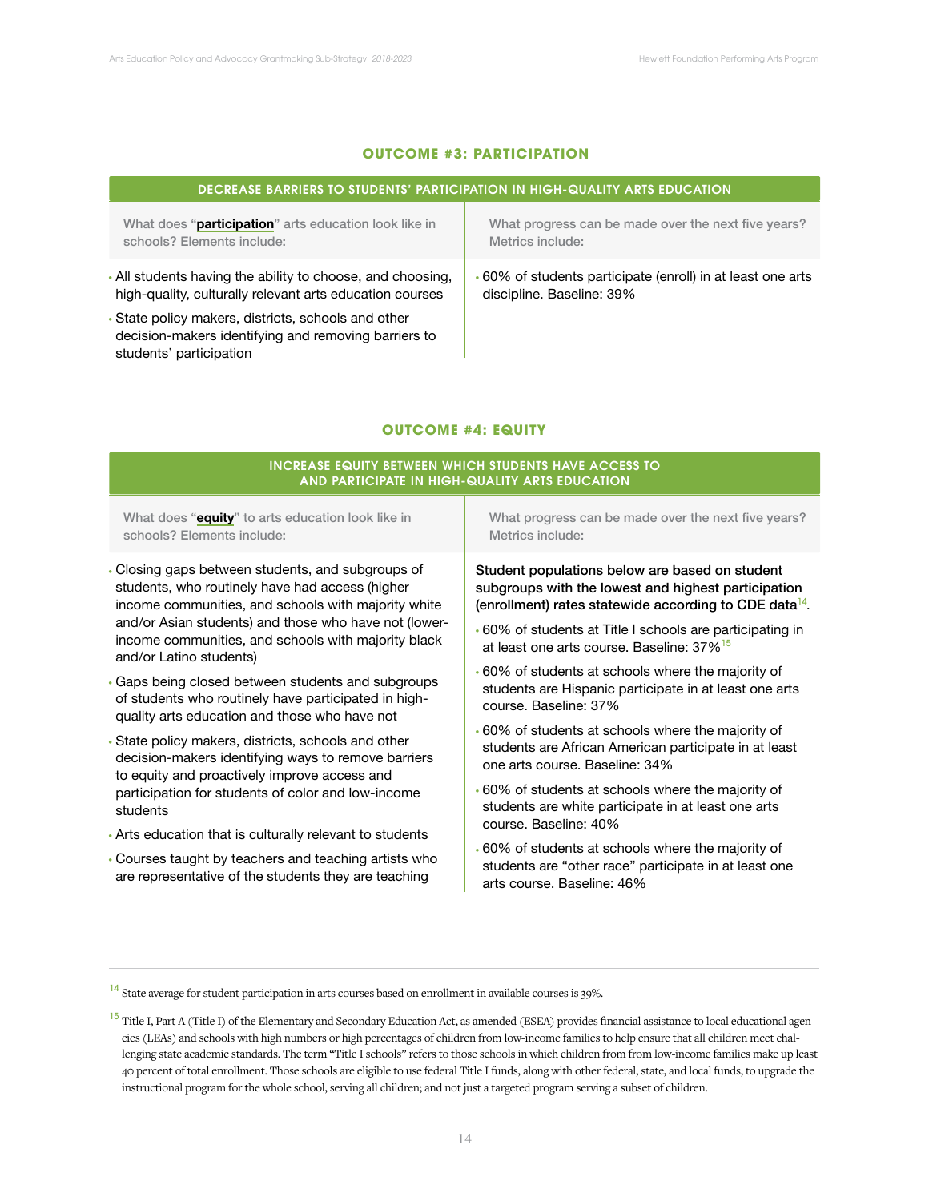## OUTCOME #3: PARTICIPATION

| DECREASE BARRIERS TO STUDENTS' PARTICIPATION IN HIGH-QUALITY ARTS EDUCATION | |
|---|---|
| What does "**participation**" arts education look like in schools? Elements include: | What progress can be made over the next five years? Metrics include: |
| • All students having the ability to choose, and choosing, high-quality, culturally relevant arts education courses<br>• State policy makers, districts, schools and other decision-makers identifying and removing barriers to students' participation | • 60% of students participate (enroll) in at least one arts discipline. Baseline: 39% |

## OUTCOME #4: EQUITY

| INCREASE EQUITY BETWEEN WHICH STUDENTS HAVE ACCESS TO AND PARTICIPATE IN HIGH-QUALITY ARTS EDUCATION | |
|---|---|
| What does "**equity**" to arts education look like in schools? Elements include: | What progress can be made over the next five years? Metrics include: |
| • Closing gaps between students, and subgroups of students, who routinely have had access (higher income communities, and schools with majority white and/or Asian students) and those who have not (lower-income communities, and schools with majority black and/or Latino students)<br>• Gaps being closed between students and subgroups of students who routinely have participated in high-quality arts education and those who have not<br>• State policy makers, districts, schools and other decision-makers identifying ways to remove barriers to equity and proactively improve access and participation for students of color and low-income students<br>• Arts education that is culturally relevant to students<br>• Courses taught by teachers and teaching artists who are representative of the students they are teaching | **Student populations below are based on student subgroups with the lowest and highest participation (enrollment) rates statewide according to CDE data**[14].<br>• 60% of students at Title I schools are participating in at least one arts course. Baseline: 37%[15]<br>• 60% of students at schools where the majority of students are Hispanic participate in at least one arts course. Baseline: 37%<br>• 60% of students at schools where the majority of students are African American participate in at least one arts course. Baseline: 34%<br>• 60% of students at schools where the majority of students are white participate in at least one arts course. Baseline: 40%<br>• 60% of students at schools where the majority of students are "other race" participate in at least one arts course. Baseline: 46% |

---

[14] State average for student participation in arts courses based on enrollment in available courses is 39%.

[15] Title I, Part A (Title I) of the Elementary and Secondary Education Act, as amended (ESEA) provides financial assistance to local educational agencies (LEAs) and schools with high numbers or high percentages of children from low-income families to help ensure that all children meet challenging state academic standards. The term "Title I schools" refers to those schools in which children from from low-income families make up least 40 percent of total enrollment. Those schools are eligible to use federal Title I funds, along with other federal, state, and local funds, to upgrade the instructional program for the whole school, serving all children; and not just a targeted program serving a subset of children.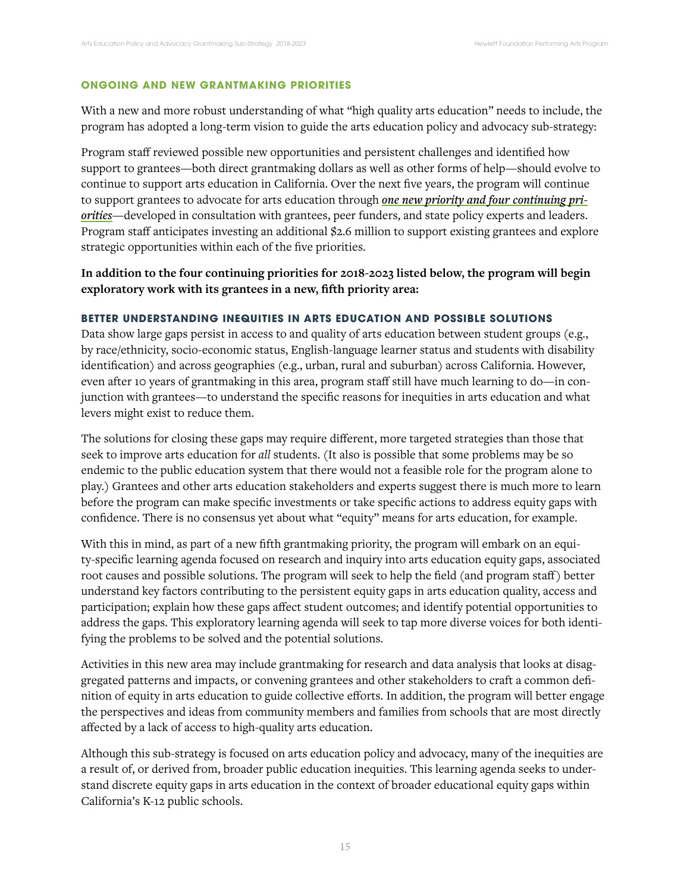## ONGOING AND NEW GRANTMAKING PRIORITIES

With a new and more robust understanding of what "high quality arts education" needs to include, the program has adopted a long-term vision to guide the arts education policy and advocacy sub-strategy:

Program staff reviewed possible new opportunities and persistent challenges and identified how support to grantees—both direct grantmaking dollars as well as other forms of help—should evolve to continue to support arts education in California. Over the next five years, the program will continue to support grantees to advocate for arts education through ***one new priority and four continuing priorities***—developed in consultation with grantees, peer funders, and state policy experts and leaders. Program staff anticipates investing an additional $2.6 million to support existing grantees and explore strategic opportunities within each of the five priorities.

**In addition to the four continuing priorities for 2018-2023 listed below, the program will begin exploratory work with its grantees in a new, fifth priority area:**

### BETTER UNDERSTANDING INEQUITIES IN ARTS EDUCATION AND POSSIBLE SOLUTIONS

Data show large gaps persist in access to and quality of arts education between student groups (e.g., by race/ethnicity, socio-economic status, English-language learner status and students with disability identification) and across geographies (e.g., urban, rural and suburban) across California. However, even after 10 years of grantmaking in this area, program staff still have much learning to do—in conjunction with grantees—to understand the specific reasons for inequities in arts education and what levers might exist to reduce them.

The solutions for closing these gaps may require different, more targeted strategies than those that seek to improve arts education for *all* students. (It also is possible that some problems may be so endemic to the public education system that there would not a feasible role for the program alone to play.) Grantees and other arts education stakeholders and experts suggest there is much more to learn before the program can make specific investments or take specific actions to address equity gaps with confidence. There is no consensus yet about what "equity" means for arts education, for example.

With this in mind, as part of a new fifth grantmaking priority, the program will embark on an equity-specific learning agenda focused on research and inquiry into arts education equity gaps, associated root causes and possible solutions. The program will seek to help the field (and program staff) better understand key factors contributing to the persistent equity gaps in arts education quality, access and participation; explain how these gaps affect student outcomes; and identify potential opportunities to address the gaps. This exploratory learning agenda will seek to tap more diverse voices for both identifying the problems to be solved and the potential solutions.

Activities in this new area may include grantmaking for research and data analysis that looks at disaggregated patterns and impacts, or convening grantees and other stakeholders to craft a common definition of equity in arts education to guide collective efforts. In addition, the program will better engage the perspectives and ideas from community members and families from schools that are most directly affected by a lack of access to high-quality arts education.

Although this sub-strategy is focused on arts education policy and advocacy, many of the inequities are a result of, or derived from, broader public education inequities. This learning agenda seeks to understand discrete equity gaps in arts education in the context of broader educational equity gaps within California's K-12 public schools.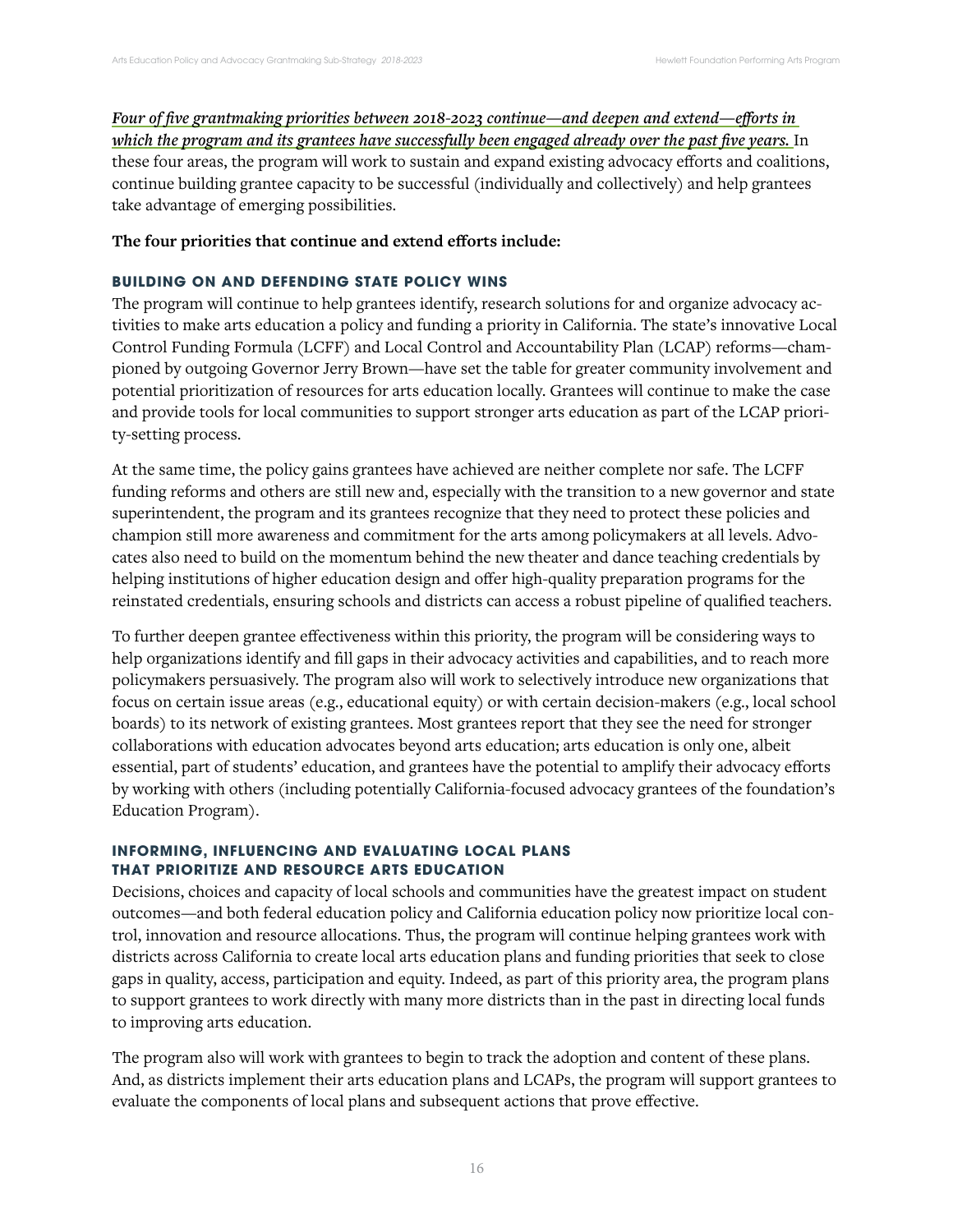*Four of five grantmaking priorities between 2018-2023 continue—and deepen and extend—efforts in which the program and its grantees have successfully been engaged already over the past five years.* In these four areas, the program will work to sustain and expand existing advocacy efforts and coalitions, continue building grantee capacity to be successful (individually and collectively) and help grantees take advantage of emerging possibilities.

**The four priorities that continue and extend efforts include:**

### BUILDING ON AND DEFENDING STATE POLICY WINS

The program will continue to help grantees identify, research solutions for and organize advocacy activities to make arts education a policy and funding a priority in California. The state's innovative Local Control Funding Formula (LCFF) and Local Control and Accountability Plan (LCAP) reforms—championed by outgoing Governor Jerry Brown—have set the table for greater community involvement and potential prioritization of resources for arts education locally. Grantees will continue to make the case and provide tools for local communities to support stronger arts education as part of the LCAP priority-setting process.

At the same time, the policy gains grantees have achieved are neither complete nor safe. The LCFF funding reforms and others are still new and, especially with the transition to a new governor and state superintendent, the program and its grantees recognize that they need to protect these policies and champion still more awareness and commitment for the arts among policymakers at all levels. Advocates also need to build on the momentum behind the new theater and dance teaching credentials by helping institutions of higher education design and offer high-quality preparation programs for the reinstated credentials, ensuring schools and districts can access a robust pipeline of qualified teachers.

To further deepen grantee effectiveness within this priority, the program will be considering ways to help organizations identify and fill gaps in their advocacy activities and capabilities, and to reach more policymakers persuasively. The program also will work to selectively introduce new organizations that focus on certain issue areas (e.g., educational equity) or with certain decision-makers (e.g., local school boards) to its network of existing grantees. Most grantees report that they see the need for stronger collaborations with education advocates beyond arts education; arts education is only one, albeit essential, part of students' education, and grantees have the potential to amplify their advocacy efforts by working with others (including potentially California-focused advocacy grantees of the foundation's Education Program).

### INFORMING, INFLUENCING AND EVALUATING LOCAL PLANS THAT PRIORITIZE AND RESOURCE ARTS EDUCATION

Decisions, choices and capacity of local schools and communities have the greatest impact on student outcomes—and both federal education policy and California education policy now prioritize local control, innovation and resource allocations. Thus, the program will continue helping grantees work with districts across California to create local arts education plans and funding priorities that seek to close gaps in quality, access, participation and equity. Indeed, as part of this priority area, the program plans to support grantees to work directly with many more districts than in the past in directing local funds to improving arts education.

The program also will work with grantees to begin to track the adoption and content of these plans. And, as districts implement their arts education plans and LCAPs, the program will support grantees to evaluate the components of local plans and subsequent actions that prove effective.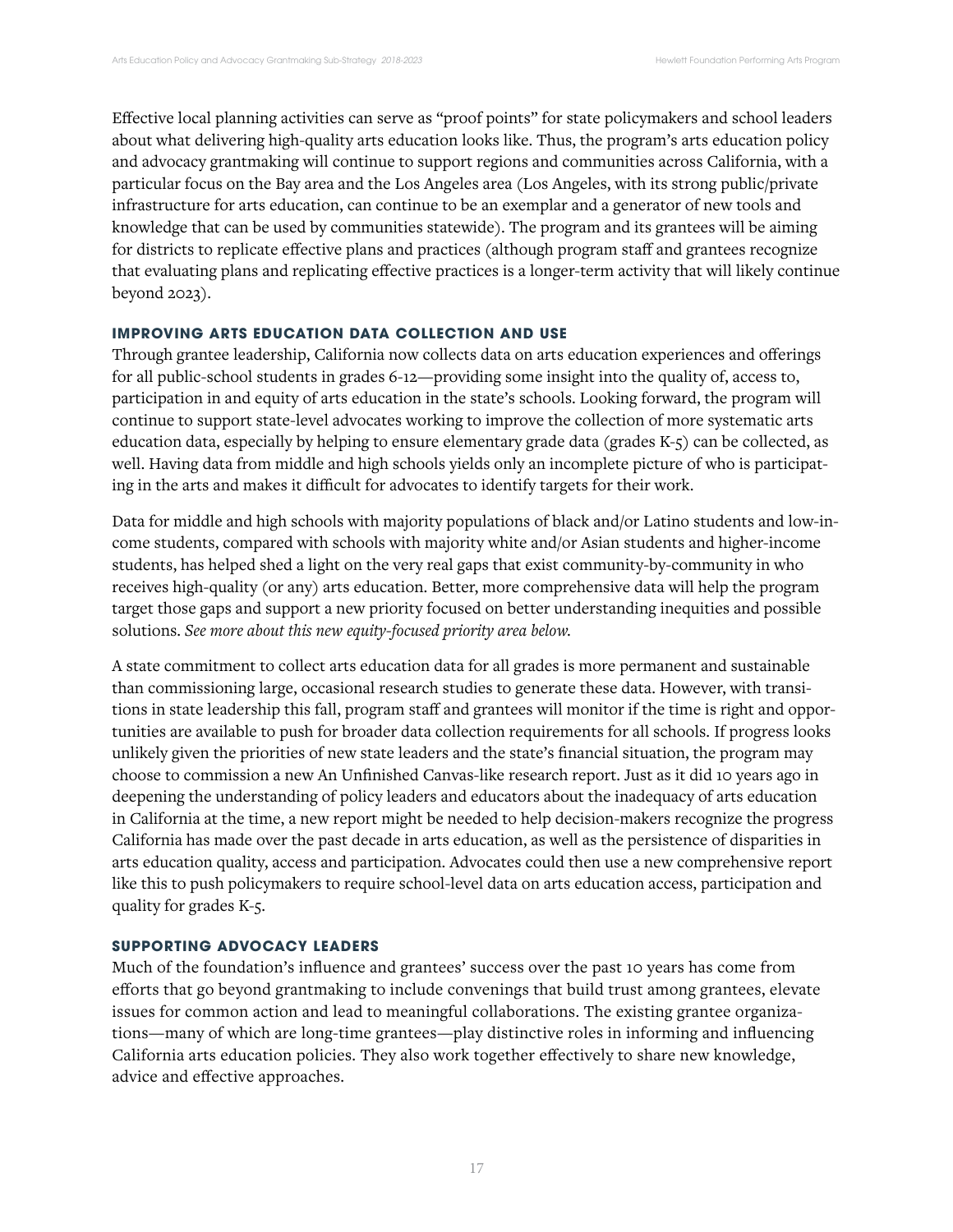Effective local planning activities can serve as "proof points" for state policymakers and school leaders about what delivering high-quality arts education looks like. Thus, the program's arts education policy and advocacy grantmaking will continue to support regions and communities across California, with a particular focus on the Bay area and the Los Angeles area (Los Angeles, with its strong public/private infrastructure for arts education, can continue to be an exemplar and a generator of new tools and knowledge that can be used by communities statewide). The program and its grantees will be aiming for districts to replicate effective plans and practices (although program staff and grantees recognize that evaluating plans and replicating effective practices is a longer-term activity that will likely continue beyond 2023).

### IMPROVING ARTS EDUCATION DATA COLLECTION AND USE

Through grantee leadership, California now collects data on arts education experiences and offerings for all public-school students in grades 6-12—providing some insight into the quality of, access to, participation in and equity of arts education in the state's schools. Looking forward, the program will continue to support state-level advocates working to improve the collection of more systematic arts education data, especially by helping to ensure elementary grade data (grades K-5) can be collected, as well. Having data from middle and high schools yields only an incomplete picture of who is participating in the arts and makes it difficult for advocates to identify targets for their work.

Data for middle and high schools with majority populations of black and/or Latino students and low-income students, compared with schools with majority white and/or Asian students and higher-income students, has helped shed a light on the very real gaps that exist community-by-community in who receives high-quality (or any) arts education. Better, more comprehensive data will help the program target those gaps and support a new priority focused on better understanding inequities and possible solutions. *See more about this new equity-focused priority area below.*

A state commitment to collect arts education data for all grades is more permanent and sustainable than commissioning large, occasional research studies to generate these data. However, with transitions in state leadership this fall, program staff and grantees will monitor if the time is right and opportunities are available to push for broader data collection requirements for all schools. If progress looks unlikely given the priorities of new state leaders and the state's financial situation, the program may choose to commission a new An Unfinished Canvas-like research report. Just as it did 10 years ago in deepening the understanding of policy leaders and educators about the inadequacy of arts education in California at the time, a new report might be needed to help decision-makers recognize the progress California has made over the past decade in arts education, as well as the persistence of disparities in arts education quality, access and participation. Advocates could then use a new comprehensive report like this to push policymakers to require school-level data on arts education access, participation and quality for grades K-5.

### SUPPORTING ADVOCACY LEADERS

Much of the foundation's influence and grantees' success over the past 10 years has come from efforts that go beyond grantmaking to include convenings that build trust among grantees, elevate issues for common action and lead to meaningful collaborations. The existing grantee organizations—many of which are long-time grantees—play distinctive roles in informing and influencing California arts education policies. They also work together effectively to share new knowledge, advice and effective approaches.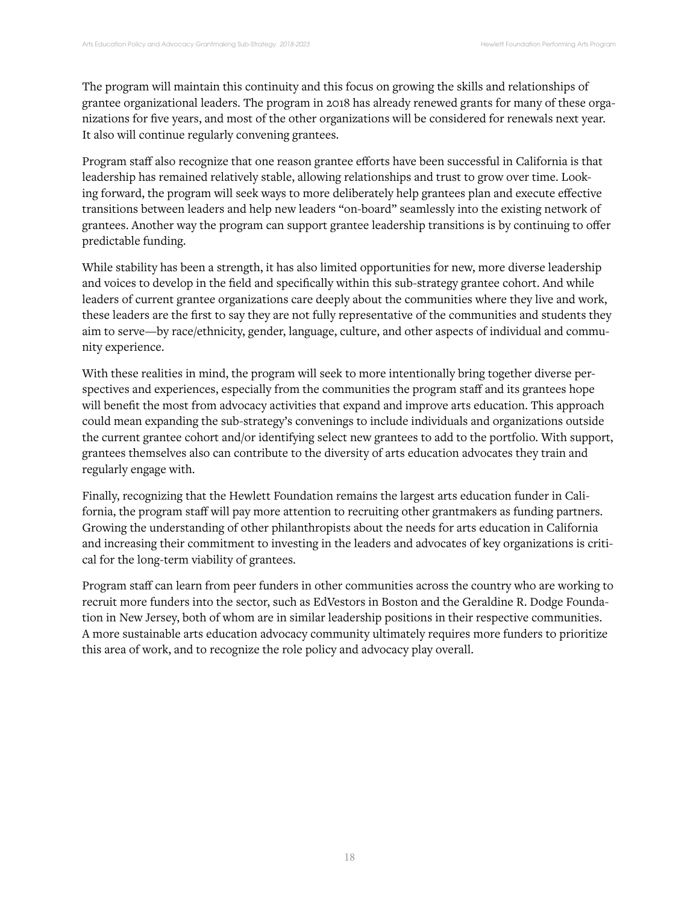The program will maintain this continuity and this focus on growing the skills and relationships of grantee organizational leaders. The program in 2018 has already renewed grants for many of these organizations for five years, and most of the other organizations will be considered for renewals next year. It also will continue regularly convening grantees.

Program staff also recognize that one reason grantee efforts have been successful in California is that leadership has remained relatively stable, allowing relationships and trust to grow over time. Looking forward, the program will seek ways to more deliberately help grantees plan and execute effective transitions between leaders and help new leaders "on-board" seamlessly into the existing network of grantees. Another way the program can support grantee leadership transitions is by continuing to offer predictable funding.

While stability has been a strength, it has also limited opportunities for new, more diverse leadership and voices to develop in the field and specifically within this sub-strategy grantee cohort. And while leaders of current grantee organizations care deeply about the communities where they live and work, these leaders are the first to say they are not fully representative of the communities and students they aim to serve—by race/ethnicity, gender, language, culture, and other aspects of individual and community experience.

With these realities in mind, the program will seek to more intentionally bring together diverse perspectives and experiences, especially from the communities the program staff and its grantees hope will benefit the most from advocacy activities that expand and improve arts education. This approach could mean expanding the sub-strategy's convenings to include individuals and organizations outside the current grantee cohort and/or identifying select new grantees to add to the portfolio. With support, grantees themselves also can contribute to the diversity of arts education advocates they train and regularly engage with.

Finally, recognizing that the Hewlett Foundation remains the largest arts education funder in California, the program staff will pay more attention to recruiting other grantmakers as funding partners. Growing the understanding of other philanthropists about the needs for arts education in California and increasing their commitment to investing in the leaders and advocates of key organizations is critical for the long-term viability of grantees.

Program staff can learn from peer funders in other communities across the country who are working to recruit more funders into the sector, such as EdVestors in Boston and the Geraldine R. Dodge Foundation in New Jersey, both of whom are in similar leadership positions in their respective communities. A more sustainable arts education advocacy community ultimately requires more funders to prioritize this area of work, and to recognize the role policy and advocacy play overall.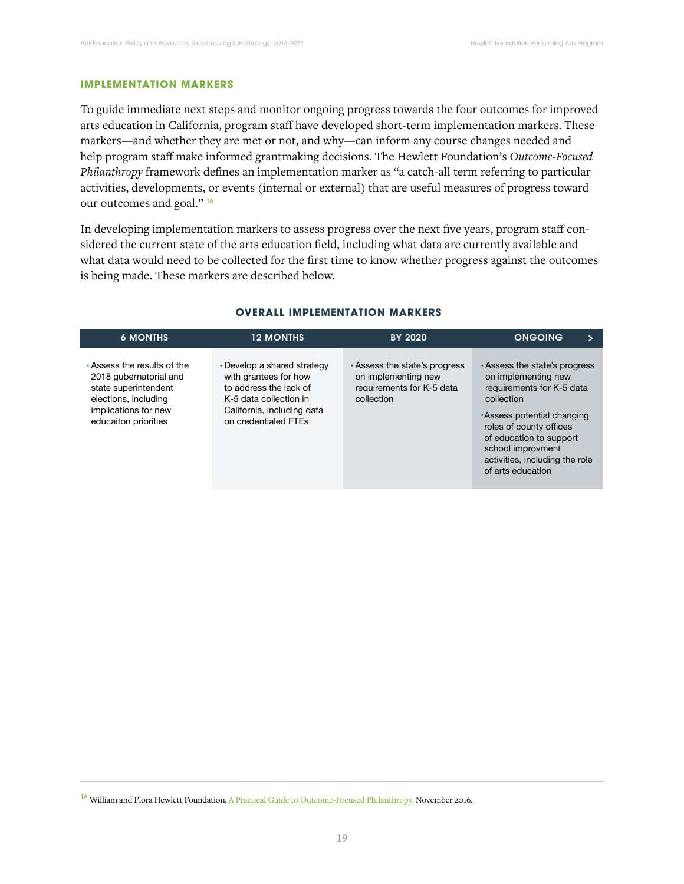## IMPLEMENTATION MARKERS

To guide immediate next steps and monitor ongoing progress towards the four outcomes for improved arts education in California, program staff have developed short-term implementation markers. These markers—and whether they are met or not, and why—can inform any course changes needed and help program staff make informed grantmaking decisions. The Hewlett Foundation's *Outcome-Focused Philanthropy* framework defines an implementation marker as "a catch-all term referring to particular activities, developments, or events (internal or external) that are useful measures of progress toward our outcomes and goal." [16]

In developing implementation markers to assess progress over the next five years, program staff considered the current state of the arts education field, including what data are currently available and what data would need to be collected for the first time to know whether progress against the outcomes is being made. These markers are described below.

### OVERALL IMPLEMENTATION MARKERS

| 6 MONTHS | 12 MONTHS | BY 2020 | ONGOING |
|---|---|---|---|
| • Assess the results of the 2018 gubernatorial and state superintendent elections, including implications for new educaiton priorities | • Develop a shared strategy with grantees for how to address the lack of K-5 data collection in California, including data on credentialed FTEs | • Assess the state's progress on implementing new requirements for K-5 data collection | • Assess the state's progress on implementing new requirements for K-5 data collection<br>• Assess potential changing roles of county offices of education to support school improvment activities, including the role of arts education |

[16] William and Flora Hewlett Foundation, A Practical Guide to Outcome-Focused Philanthropy. November 2016.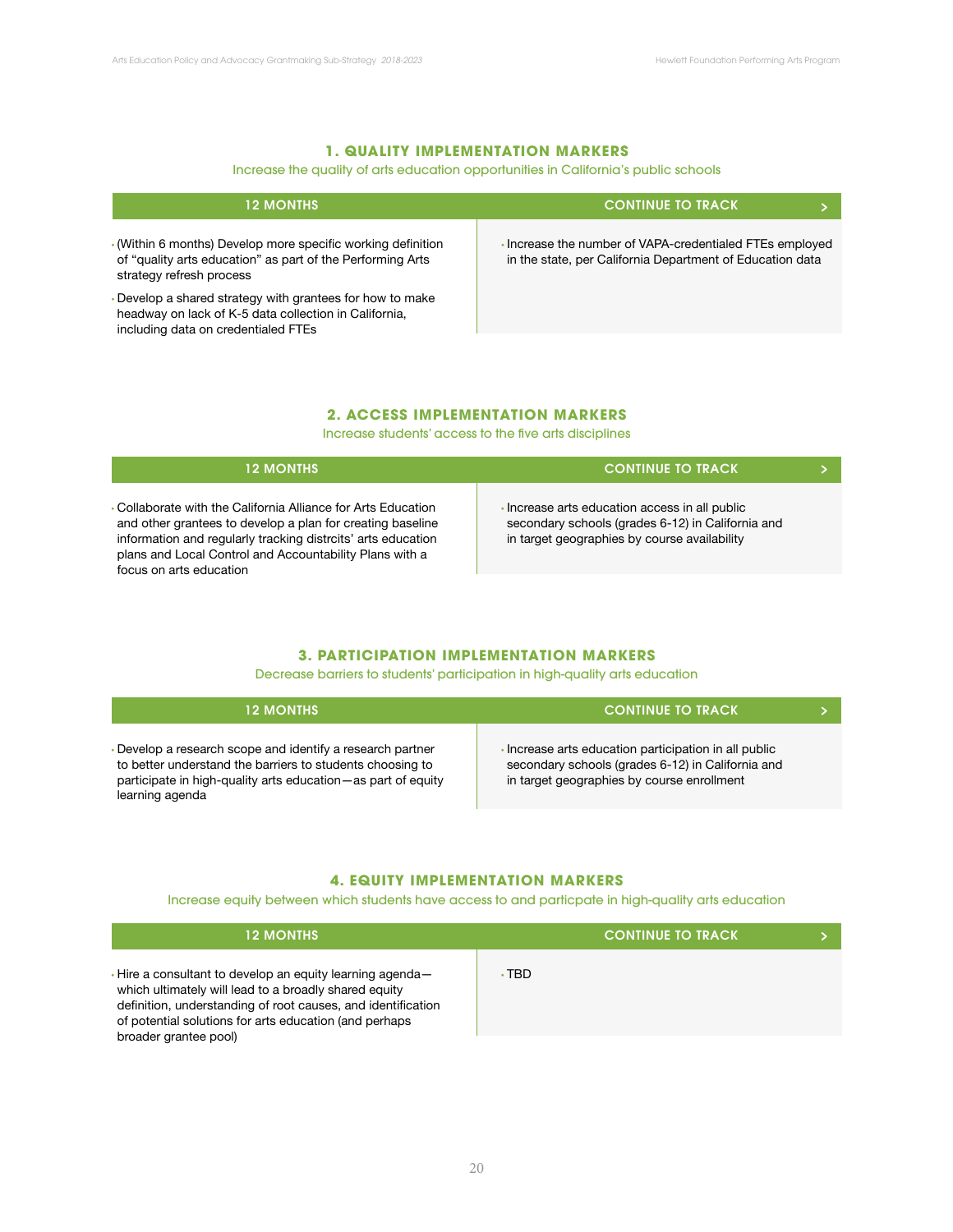## 1. QUALITY IMPLEMENTATION MARKERS

Increase the quality of arts education opportunities in California's public schools

| 12 MONTHS | CONTINUE TO TRACK |
|---|---|
| • (Within 6 months) Develop more specific working definition of "quality arts education" as part of the Performing Arts strategy refresh process<br>• Develop a shared strategy with grantees for how to make headway on lack of K-5 data collection in California, including data on credentialed FTEs | • Increase the number of VAPA-credentialed FTEs employed in the state, per California Department of Education data |

## 2. ACCESS IMPLEMENTATION MARKERS

Increase students' access to the five arts disciplines

| 12 MONTHS | CONTINUE TO TRACK |
|---|---|
| • Collaborate with the California Alliance for Arts Education and other grantees to develop a plan for creating baseline information and regularly tracking distrcits' arts education plans and Local Control and Accountability Plans with a focus on arts education | • Increase arts education access in all public secondary schools (grades 6-12) in California and in target geographies by course availability |

## 3. PARTICIPATION IMPLEMENTATION MARKERS

Decrease barriers to students' participation in high-quality arts education

| 12 MONTHS | CONTINUE TO TRACK |
|---|---|
| • Develop a research scope and identify a research partner to better understand the barriers to students choosing to participate in high-quality arts education—as part of equity learning agenda | • Increase arts education participation in all public secondary schools (grades 6-12) in California and in target geographies by course enrollment |

## 4. EQUITY IMPLEMENTATION MARKERS

Increase equity between which students have access to and particpate in high-quality arts education

| 12 MONTHS | CONTINUE TO TRACK |
|---|---|
| • Hire a consultant to develop an equity learning agenda—which ultimately will lead to a broadly shared equity definition, understanding of root causes, and identification of potential solutions for arts education (and perhaps broader grantee pool) | • TBD |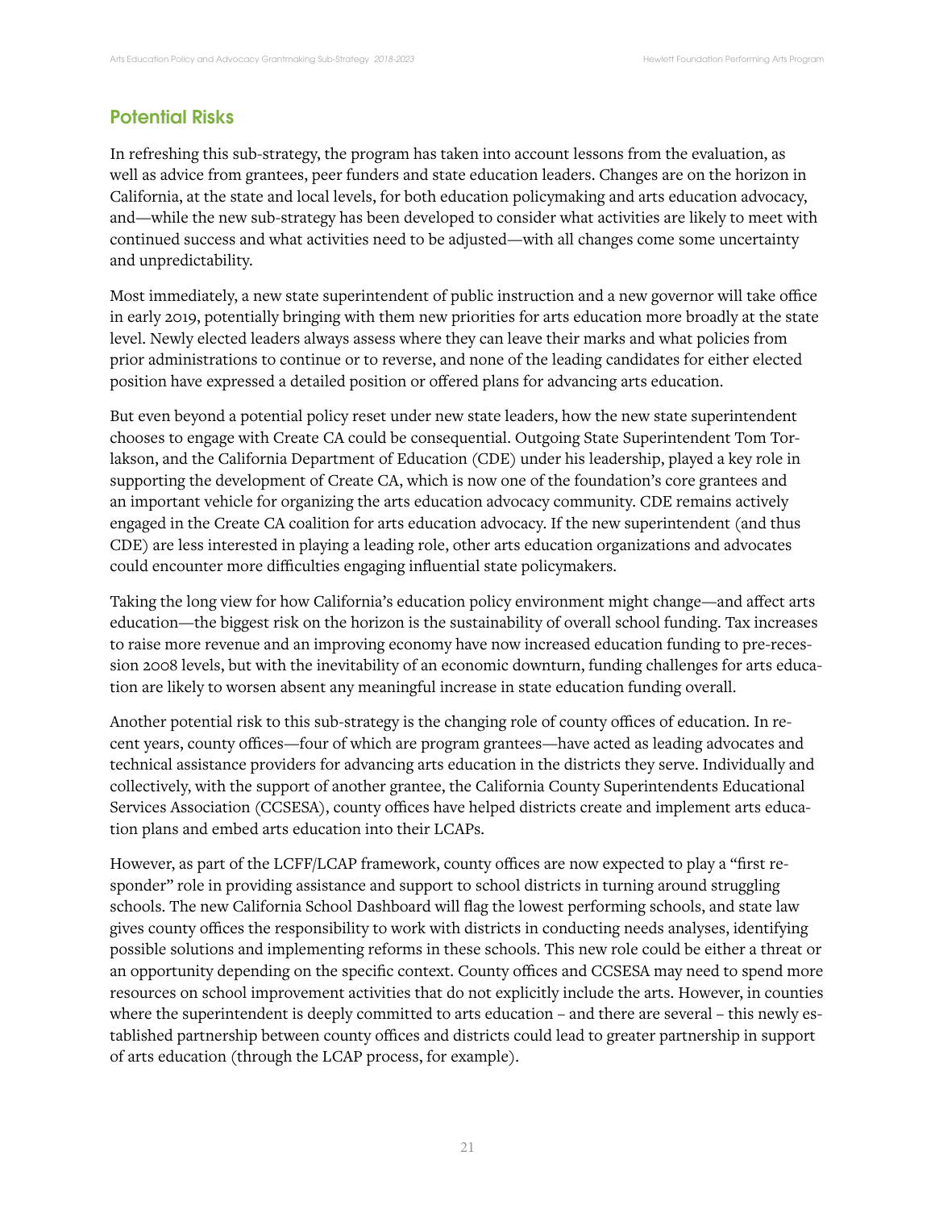## Potential Risks

In refreshing this sub-strategy, the program has taken into account lessons from the evaluation, as well as advice from grantees, peer funders and state education leaders. Changes are on the horizon in California, at the state and local levels, for both education policymaking and arts education advocacy, and—while the new sub-strategy has been developed to consider what activities are likely to meet with continued success and what activities need to be adjusted—with all changes come some uncertainty and unpredictability.

Most immediately, a new state superintendent of public instruction and a new governor will take office in early 2019, potentially bringing with them new priorities for arts education more broadly at the state level. Newly elected leaders always assess where they can leave their marks and what policies from prior administrations to continue or to reverse, and none of the leading candidates for either elected position have expressed a detailed position or offered plans for advancing arts education.

But even beyond a potential policy reset under new state leaders, how the new state superintendent chooses to engage with Create CA could be consequential. Outgoing State Superintendent Tom Torlakson, and the California Department of Education (CDE) under his leadership, played a key role in supporting the development of Create CA, which is now one of the foundation's core grantees and an important vehicle for organizing the arts education advocacy community. CDE remains actively engaged in the Create CA coalition for arts education advocacy. If the new superintendent (and thus CDE) are less interested in playing a leading role, other arts education organizations and advocates could encounter more difficulties engaging influential state policymakers.

Taking the long view for how California's education policy environment might change—and affect arts education—the biggest risk on the horizon is the sustainability of overall school funding. Tax increases to raise more revenue and an improving economy have now increased education funding to pre-recession 2008 levels, but with the inevitability of an economic downturn, funding challenges for arts education are likely to worsen absent any meaningful increase in state education funding overall.

Another potential risk to this sub-strategy is the changing role of county offices of education. In recent years, county offices—four of which are program grantees—have acted as leading advocates and technical assistance providers for advancing arts education in the districts they serve. Individually and collectively, with the support of another grantee, the California County Superintendents Educational Services Association (CCSESA), county offices have helped districts create and implement arts education plans and embed arts education into their LCAPs.

However, as part of the LCFF/LCAP framework, county offices are now expected to play a "first responder" role in providing assistance and support to school districts in turning around struggling schools. The new California School Dashboard will flag the lowest performing schools, and state law gives county offices the responsibility to work with districts in conducting needs analyses, identifying possible solutions and implementing reforms in these schools. This new role could be either a threat or an opportunity depending on the specific context. County offices and CCSESA may need to spend more resources on school improvement activities that do not explicitly include the arts. However, in counties where the superintendent is deeply committed to arts education – and there are several – this newly established partnership between county offices and districts could lead to greater partnership in support of arts education (through the LCAP process, for example).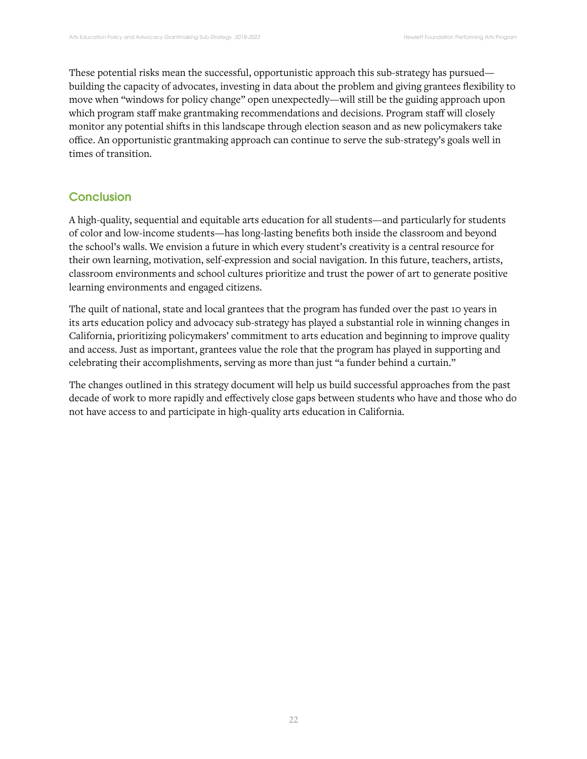These potential risks mean the successful, opportunistic approach this sub-strategy has pursued—building the capacity of advocates, investing in data about the problem and giving grantees flexibility to move when "windows for policy change" open unexpectedly—will still be the guiding approach upon which program staff make grantmaking recommendations and decisions. Program staff will closely monitor any potential shifts in this landscape through election season and as new policymakers take office. An opportunistic grantmaking approach can continue to serve the sub-strategy's goals well in times of transition.

## Conclusion

A high-quality, sequential and equitable arts education for all students—and particularly for students of color and low-income students—has long-lasting benefits both inside the classroom and beyond the school's walls. We envision a future in which every student's creativity is a central resource for their own learning, motivation, self-expression and social navigation. In this future, teachers, artists, classroom environments and school cultures prioritize and trust the power of art to generate positive learning environments and engaged citizens.

The quilt of national, state and local grantees that the program has funded over the past 10 years in its arts education policy and advocacy sub-strategy has played a substantial role in winning changes in California, prioritizing policymakers' commitment to arts education and beginning to improve quality and access. Just as important, grantees value the role that the program has played in supporting and celebrating their accomplishments, serving as more than just "a funder behind a curtain."

The changes outlined in this strategy document will help us build successful approaches from the past decade of work to more rapidly and effectively close gaps between students who have and those who do not have access to and participate in high-quality arts education in California.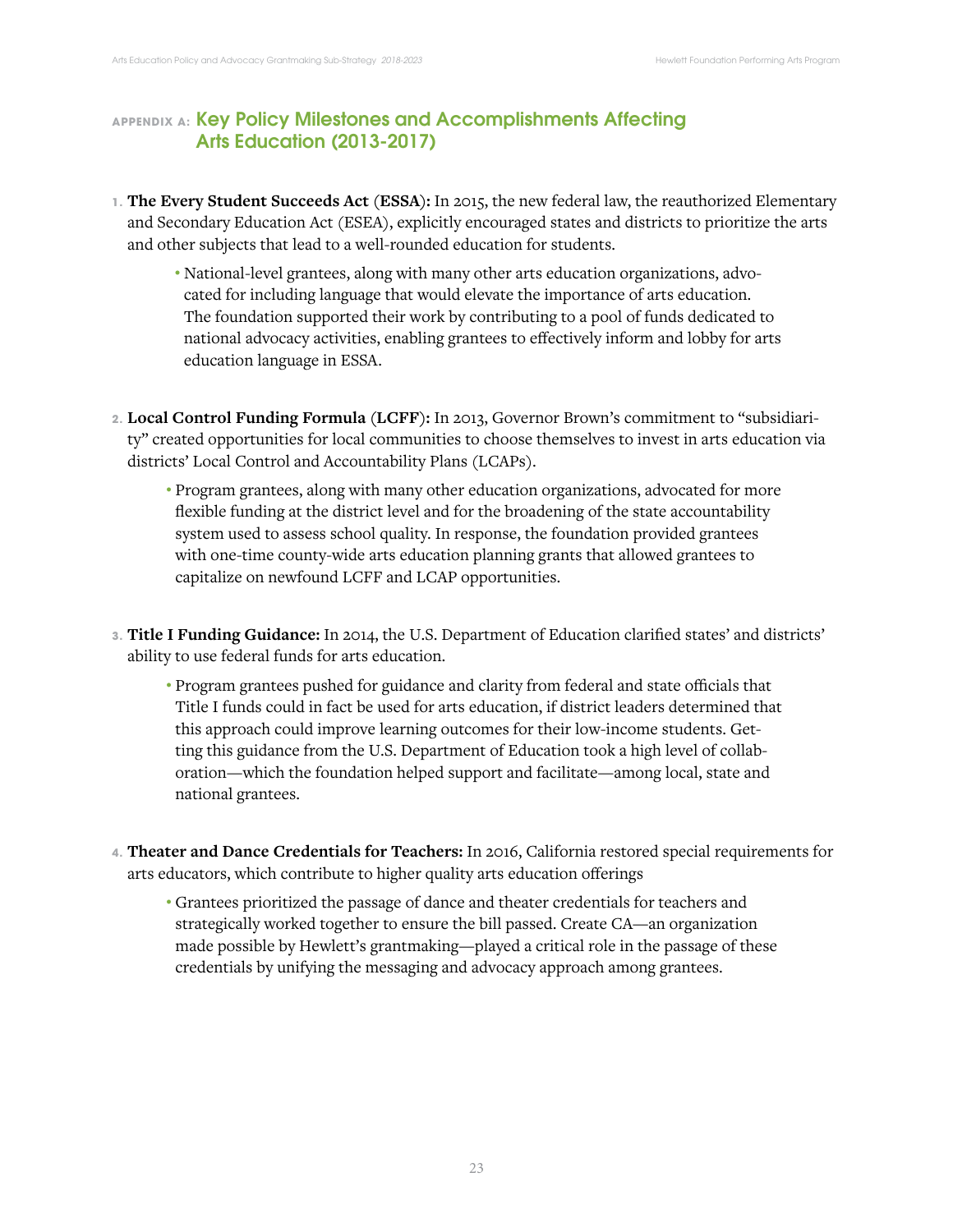## APPENDIX A: Key Policy Milestones and Accomplishments Affecting Arts Education (2013-2017)

1. **The Every Student Succeeds Act (ESSA):** In 2015, the new federal law, the reauthorized Elementary and Secondary Education Act (ESEA), explicitly encouraged states and districts to prioritize the arts and other subjects that lead to a well-rounded education for students.

   - National-level grantees, along with many other arts education organizations, advocated for including language that would elevate the importance of arts education. The foundation supported their work by contributing to a pool of funds dedicated to national advocacy activities, enabling grantees to effectively inform and lobby for arts education language in ESSA.

2. **Local Control Funding Formula (LCFF):** In 2013, Governor Brown's commitment to "subsidiarity" created opportunities for local communities to choose themselves to invest in arts education via districts' Local Control and Accountability Plans (LCAPs).

   - Program grantees, along with many other education organizations, advocated for more flexible funding at the district level and for the broadening of the state accountability system used to assess school quality. In response, the foundation provided grantees with one-time county-wide arts education planning grants that allowed grantees to capitalize on newfound LCFF and LCAP opportunities.

3. **Title I Funding Guidance:** In 2014, the U.S. Department of Education clarified states' and districts' ability to use federal funds for arts education.

   - Program grantees pushed for guidance and clarity from federal and state officials that Title I funds could in fact be used for arts education, if district leaders determined that this approach could improve learning outcomes for their low-income students. Getting this guidance from the U.S. Department of Education took a high level of collaboration—which the foundation helped support and facilitate—among local, state and national grantees.

4. **Theater and Dance Credentials for Teachers:** In 2016, California restored special requirements for arts educators, which contribute to higher quality arts education offerings

   - Grantees prioritized the passage of dance and theater credentials for teachers and strategically worked together to ensure the bill passed. Create CA—an organization made possible by Hewlett's grantmaking—played a critical role in the passage of these credentials by unifying the messaging and advocacy approach among grantees.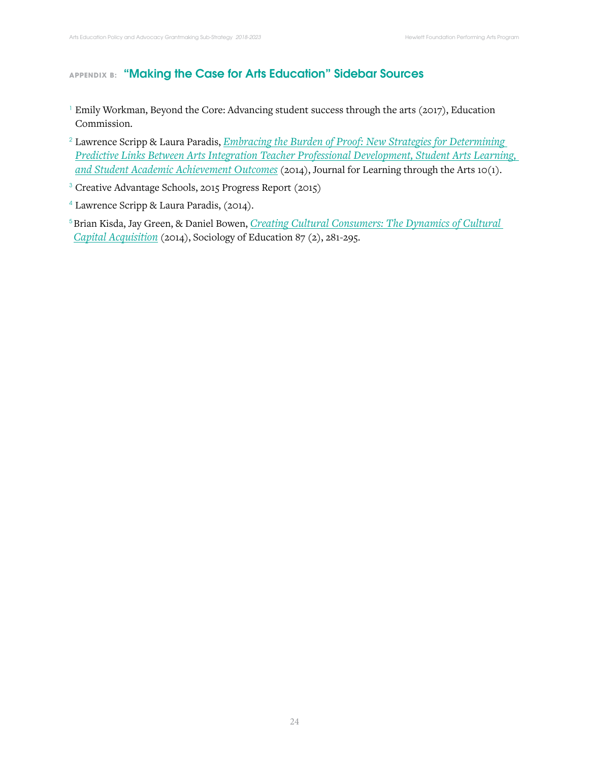## APPENDIX B: "Making the Case for Arts Education" Sidebar Sources

[1] Emily Workman, Beyond the Core: Advancing student success through the arts (2017), Education Commission.

[2] Lawrence Scripp & Laura Paradis, *Embracing the Burden of Proof: New Strategies for Determining Predictive Links Between Arts Integration Teacher Professional Development, Student Arts Learning, and Student Academic Achievement Outcomes* (2014), Journal for Learning through the Arts 10(1).

[3] Creative Advantage Schools, 2015 Progress Report (2015)

[4] Lawrence Scripp & Laura Paradis, (2014).

[5] Brian Kisda, Jay Green, & Daniel Bowen, *Creating Cultural Consumers: The Dynamics of Cultural Capital Acquisition* (2014), Sociology of Education 87 (2), 281-295.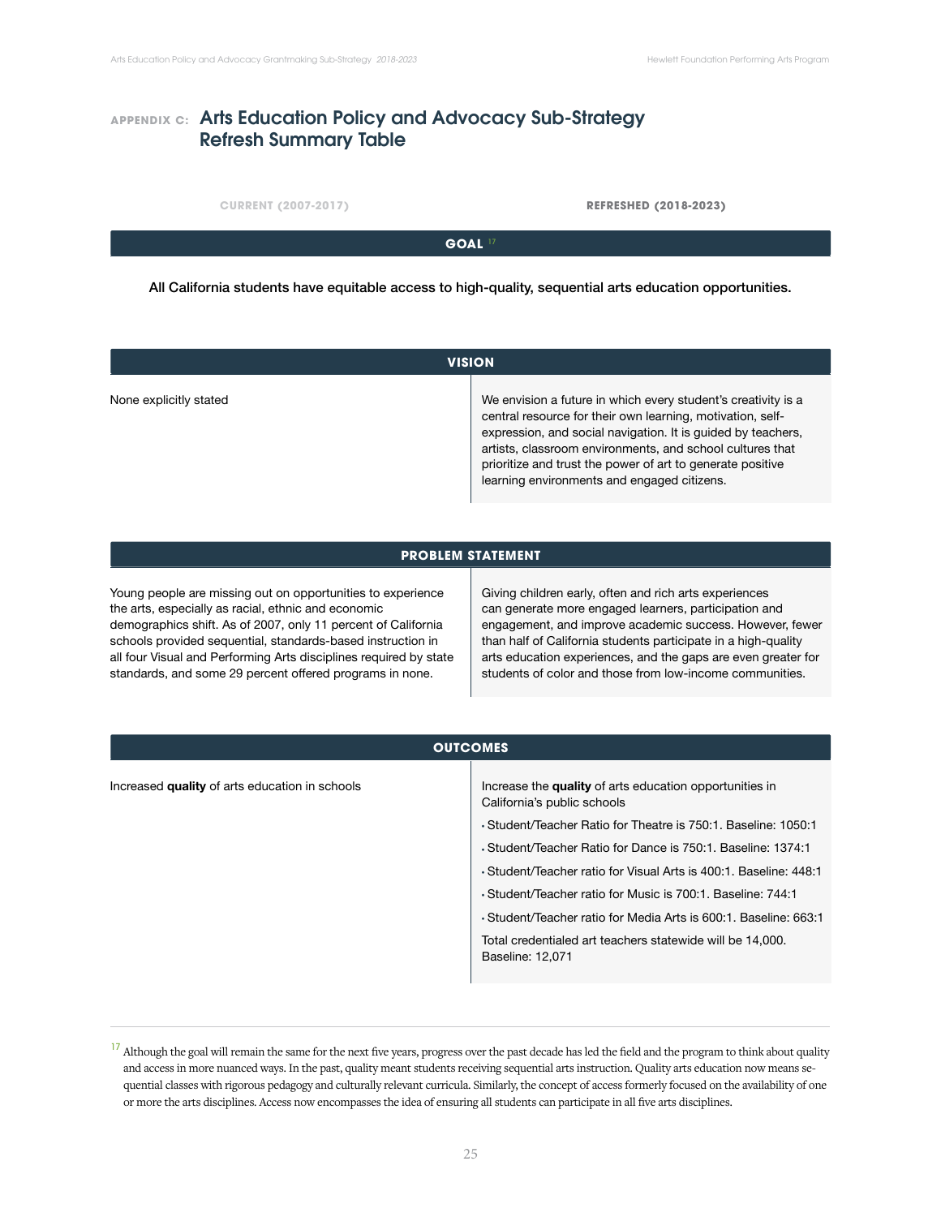## APPENDIX C: Arts Education Policy and Advocacy Sub-Strategy Refresh Summary Table

| CURRENT (2007-2017) | REFRESHED (2018-2023) |
|---|---|
| **GOAL** [17] | |
| All California students have equitable access to high-quality, sequential arts education opportunities. | |
| **VISION** | |
| None explicitly stated | We envision a future in which every student's creativity is a central resource for their own learning, motivation, self-expression, and social navigation. It is guided by teachers, artists, classroom environments, and school cultures that prioritize and trust the power of art to generate positive learning environments and engaged citizens. |
| **PROBLEM STATEMENT** | |
| Young people are missing out on opportunities to experience the arts, especially as racial, ethnic and economic demographics shift. As of 2007, only 11 percent of California schools provided sequential, standards-based instruction in all four Visual and Performing Arts disciplines required by state standards, and some 29 percent offered programs in none. | Giving children early, often and rich arts experiences can generate more engaged learners, participation and engagement, and improve academic success. However, fewer than half of California students participate in a high-quality arts education experiences, and the gaps are even greater for students of color and those from low-income communities. |
| **OUTCOMES** | |
| Increased **quality** of arts education in schools | Increase the **quality** of arts education opportunities in California's public schools<br>• Student/Teacher Ratio for Theatre is 750:1. Baseline: 1050:1<br>• Student/Teacher Ratio for Dance is 750:1. Baseline: 1374:1<br>• Student/Teacher ratio for Visual Arts is 400:1. Baseline: 448:1<br>• Student/Teacher ratio for Music is 700:1. Baseline: 744:1<br>• Student/Teacher ratio for Media Arts is 600:1. Baseline: 663:1<br>Total credentialed art teachers statewide will be 14,000. Baseline: 12,071 |

[17] Although the goal will remain the same for the next five years, progress over the past decade has led the field and the program to think about quality and access in more nuanced ways. In the past, quality meant students receiving sequential arts instruction. Quality arts education now means sequential classes with rigorous pedagogy and culturally relevant curricula. Similarly, the concept of access formerly focused on the availability of one or more the arts disciplines. Access now encompasses the idea of ensuring all students can participate in all five arts disciplines.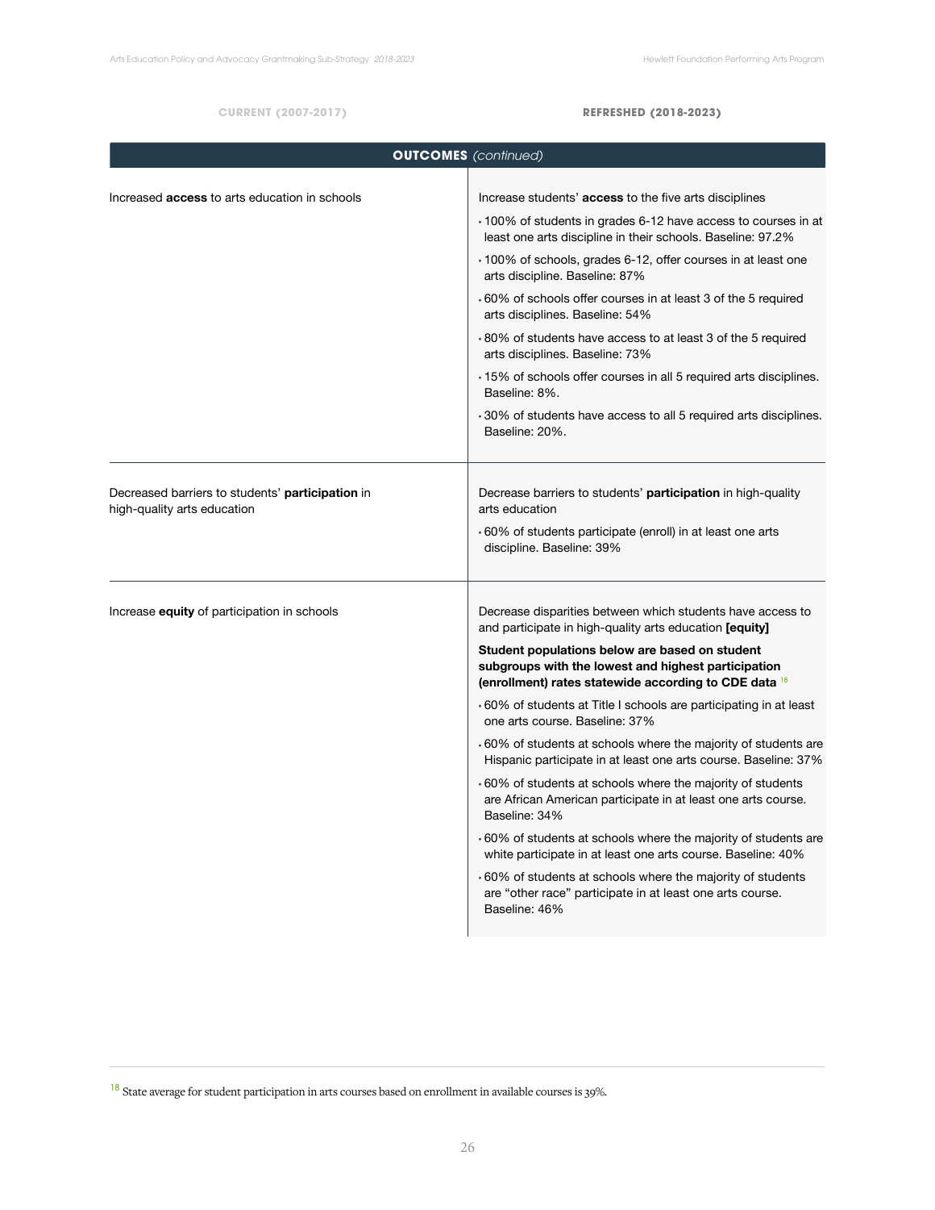| CURRENT (2007-2017) | REFRESHED (2018-2023) |
|---|---|
| **OUTCOMES** *(continued)* | |
| Increased **access** to arts education in schools | Increase students' **access** to the five arts disciplines<br>• 100% of students in grades 6-12 have access to courses in at least one arts discipline in their schools. Baseline: 97.2%<br>• 100% of schools, grades 6-12, offer courses in at least one arts discipline. Baseline: 87%<br>• 60% of schools offer courses in at least 3 of the 5 required arts disciplines. Baseline: 54%<br>• 80% of students have access to at least 3 of the 5 required arts disciplines. Baseline: 73%<br>• 15% of schools offer courses in all 5 required arts disciplines. Baseline: 8%.<br>• 30% of students have access to all 5 required arts disciplines. Baseline: 20%. |
| Decreased barriers to students' **participation** in high-quality arts education | Decrease barriers to students' **participation** in high-quality arts education<br>• 60% of students participate (enroll) in at least one arts discipline. Baseline: 39% |
| Increase **equity** of participation in schools | Decrease disparities between which students have access to and participate in high-quality arts education **[equity]**<br>**Student populations below are based on student subgroups with the lowest and highest participation (enrollment) rates statewide according to CDE data** [18]<br>• 60% of students at Title I schools are participating in at least one arts course. Baseline: 37%<br>• 60% of students at schools where the majority of students are Hispanic participate in at least one arts course. Baseline: 37%<br>• 60% of students at schools where the majority of students are African American participate in at least one arts course. Baseline: 34%<br>• 60% of students at schools where the majority of students are white participate in at least one arts course. Baseline: 40%<br>• 60% of students at schools where the majority of students are "other race" participate in at least one arts course. Baseline: 46% |

[18] State average for student participation in arts courses based on enrollment in available courses is 39%.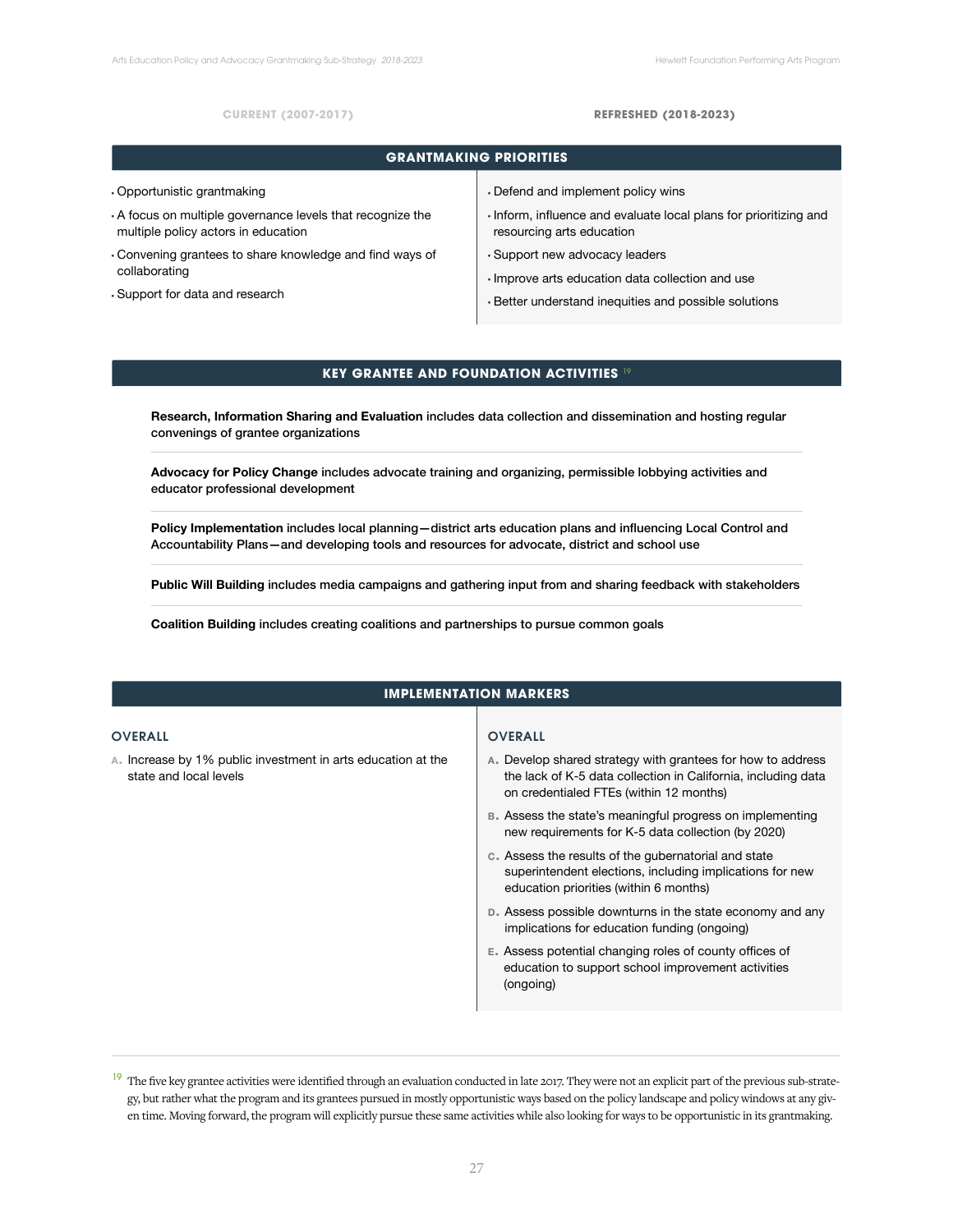| CURRENT (2007-2017) | REFRESHED (2018-2023) |
|---|---|

## GRANTMAKING PRIORITIES

| CURRENT (2007-2017) | REFRESHED (2018-2023) |
|---|---|
| • Opportunistic grantmaking<br>• A focus on multiple governance levels that recognize the multiple policy actors in education<br>• Convening grantees to share knowledge and find ways of collaborating<br>• Support for data and research | • Defend and implement policy wins<br>• Inform, influence and evaluate local plans for prioritizing and resourcing arts education<br>• Support new advocacy leaders<br>• Improve arts education data collection and use<br>• Better understand inequities and possible solutions |

## KEY GRANTEE AND FOUNDATION ACTIVITIES [19]

**Research, Information Sharing and Evaluation** includes data collection and dissemination and hosting regular convenings of grantee organizations

**Advocacy for Policy Change** includes advocate training and organizing, permissible lobbying activities and educator professional development

**Policy Implementation** includes local planning—district arts education plans and influencing Local Control and Accountability Plans—and developing tools and resources for advocate, district and school use

**Public Will Building** includes media campaigns and gathering input from and sharing feedback with stakeholders

**Coalition Building** includes creating coalitions and partnerships to pursue common goals

## IMPLEMENTATION MARKERS

| CURRENT (2007-2017) | REFRESHED (2018-2023) |
|---|---|
| **OVERALL**<br>A. Increase by 1% public investment in arts education at the state and local levels | **OVERALL**<br>A. Develop shared strategy with grantees for how to address the lack of K-5 data collection in California, including data on credentialed FTEs (within 12 months)<br>B. Assess the state's meaningful progress on implementing new requirements for K-5 data collection (by 2020)<br>C. Assess the results of the gubernatorial and state superintendent elections, including implications for new education priorities (within 6 months)<br>D. Assess possible downturns in the state economy and any implications for education funding (ongoing)<br>E. Assess potential changing roles of county offices of education to support school improvement activities (ongoing) |

[19] The five key grantee activities were identified through an evaluation conducted in late 2017. They were not an explicit part of the previous sub-strategy, but rather what the program and its grantees pursued in mostly opportunistic ways based on the policy landscape and policy windows at any given time. Moving forward, the program will explicitly pursue these same activities while also looking for ways to be opportunistic in its grantmaking.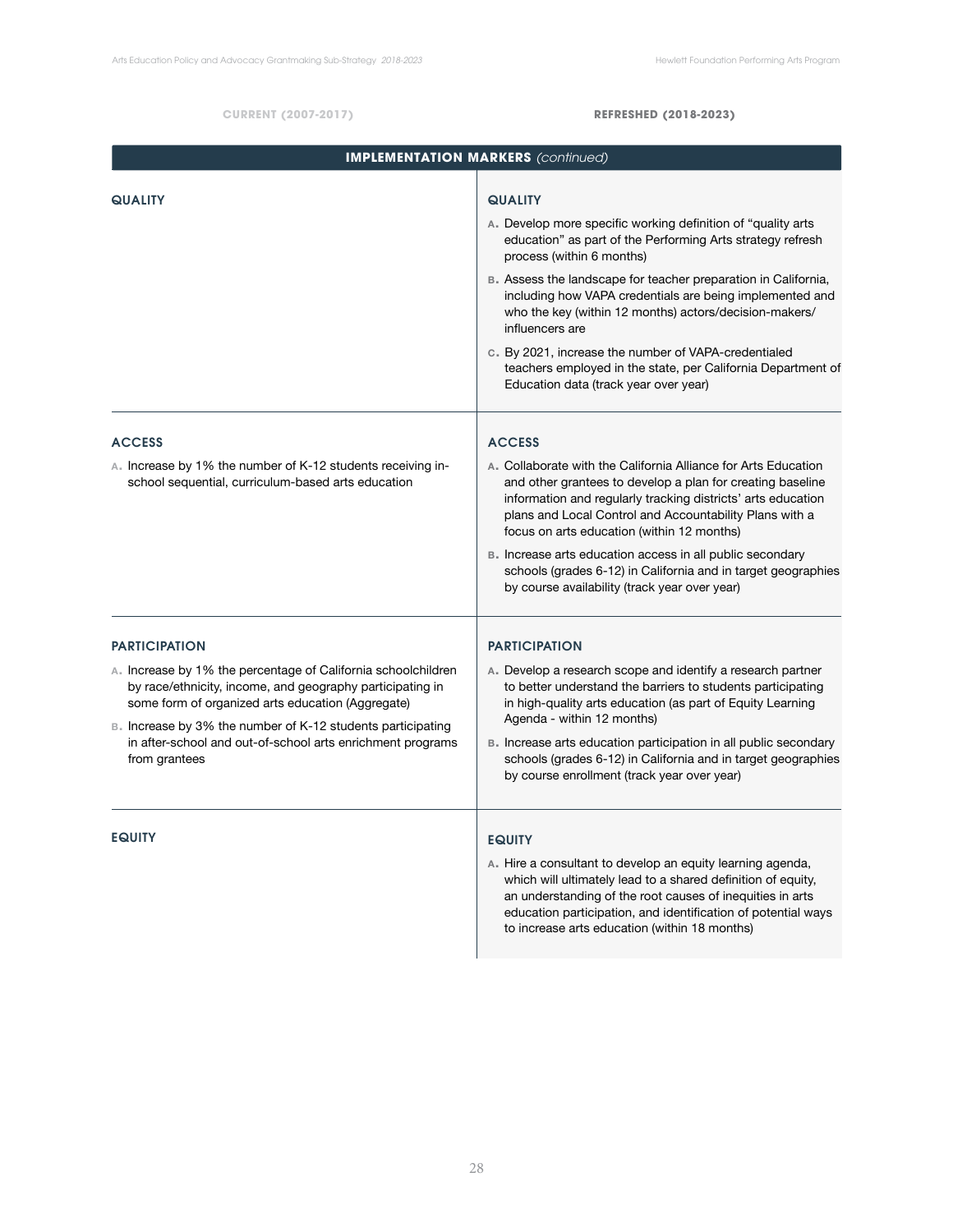| CURRENT (2007-2017) | REFRESHED (2018-2023) |
|---|---|
| **IMPLEMENTATION MARKERS** *(continued)* | |
| **QUALITY** | **QUALITY**<br>A. Develop more specific working definition of "quality arts education" as part of the Performing Arts strategy refresh process (within 6 months)<br>B. Assess the landscape for teacher preparation in California, including how VAPA credentials are being implemented and who the key (within 12 months) actors/decision-makers/ influencers are<br>C. By 2021, increase the number of VAPA-credentialed teachers employed in the state, per California Department of Education data (track year over year) |
| **ACCESS**<br>A. Increase by 1% the number of K-12 students receiving in-school sequential, curriculum-based arts education | **ACCESS**<br>A. Collaborate with the California Alliance for Arts Education and other grantees to develop a plan for creating baseline information and regularly tracking districts' arts education plans and Local Control and Accountability Plans with a focus on arts education (within 12 months)<br>B. Increase arts education access in all public secondary schools (grades 6-12) in California and in target geographies by course availability (track year over year) |
| **PARTICIPATION**<br>A. Increase by 1% the percentage of California schoolchildren by race/ethnicity, income, and geography participating in some form of organized arts education (Aggregate)<br>B. Increase by 3% the number of K-12 students participating in after-school and out-of-school arts enrichment programs from grantees | **PARTICIPATION**<br>A. Develop a research scope and identify a research partner to better understand the barriers to students participating in high-quality arts education (as part of Equity Learning Agenda - within 12 months)<br>B. Increase arts education participation in all public secondary schools (grades 6-12) in California and in target geographies by course enrollment (track year over year) |
| **EQUITY** | **EQUITY**<br>A. Hire a consultant to develop an equity learning agenda, which will ultimately lead to a shared definition of equity, an understanding of the root causes of inequities in arts education participation, and identification of potential ways to increase arts education (within 18 months) |